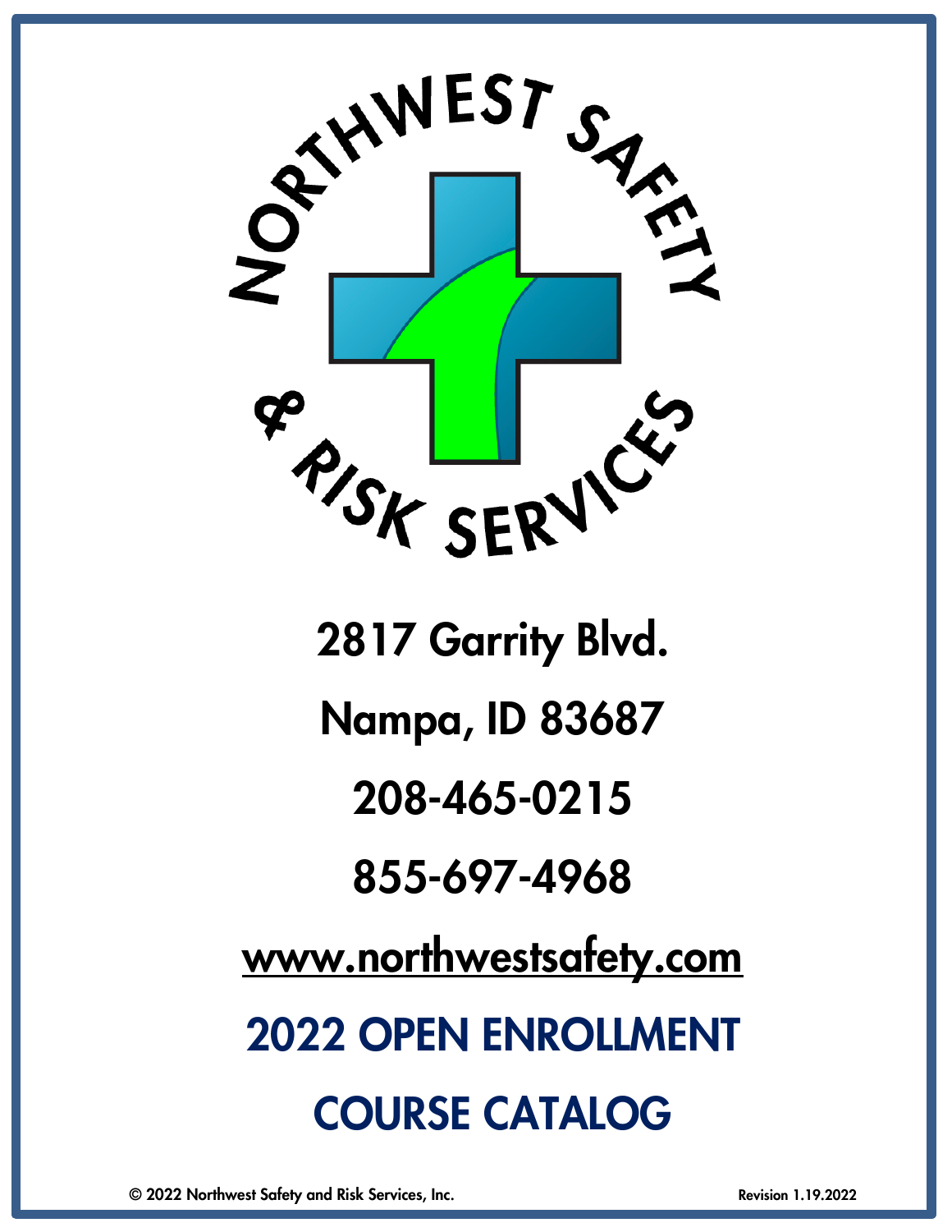NORTHWEST SAFETY & RISK SERVICES

2817 Garrity Blvd.

Nampa, ID 83687

208-465-0215

855-697-4968

www.northwestsafety.com

# 2022 OPEN ENROLLMENT

# COURSE CATALOG

© 2022 Northwest Safety and Risk Services, Inc.

Revision 1.19.2022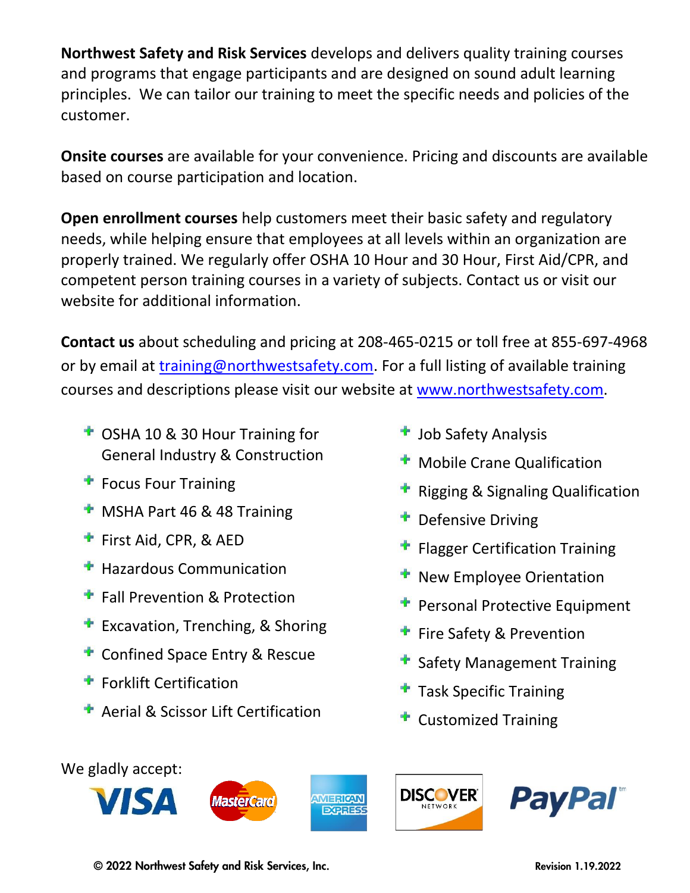**Northwest Safety and Risk Services** develops and delivers quality training courses and programs that engage participants and are designed on sound adult learning principles. We can tailor our training to meet the specific needs and policies of the customer.

**Onsite courses** are available for your convenience. Pricing and discounts are available based on course participation and location.

**Open enrollment courses** help customers meet their basic safety and regulatory needs, while helping ensure that employees at all levels within an organization are properly trained. We regularly offer OSHA 10 Hour and 30 Hour, First Aid/CPR, and competent person training courses in a variety of subjects. Contact us or visit our website for additional information.

**Contact us** about scheduling and pricing at 208-465-0215 or toll free at 855-697-4968 or by email at training@northwestsafety.com. For a full listing of available training courses and descriptions please visit our website at www.northwestsafety.com.

- OSHA 10 & 30 Hour Training for General Industry & Construction
- Focus Four Training
- MSHA Part 46 & 48 Training
- First Aid, CPR, & AED
- Hazardous Communication
- Fall Prevention & Protection
- Excavation, Trenching, & Shoring
- Confined Space Entry & Rescue
- Forklift Certification
- Aerial & Scissor Lift Certification
- Job Safety Analysis
- Mobile Crane Qualification
- Rigging & Signaling Qualification
- Defensive Driving
- Flagger Certification Training
- New Employee Orientation
- Personal Protective Equipment
- Fire Safety & Prevention
- Safety Management Training
- Task Specific Training
- Customized Training

We gladly accept:

VISA MasterCard AMERICAN EXPRESS DISCOVER NETWORK PayPal

© 2022 Northwest Safety and Risk Services, Inc.

Revision 1.19.2022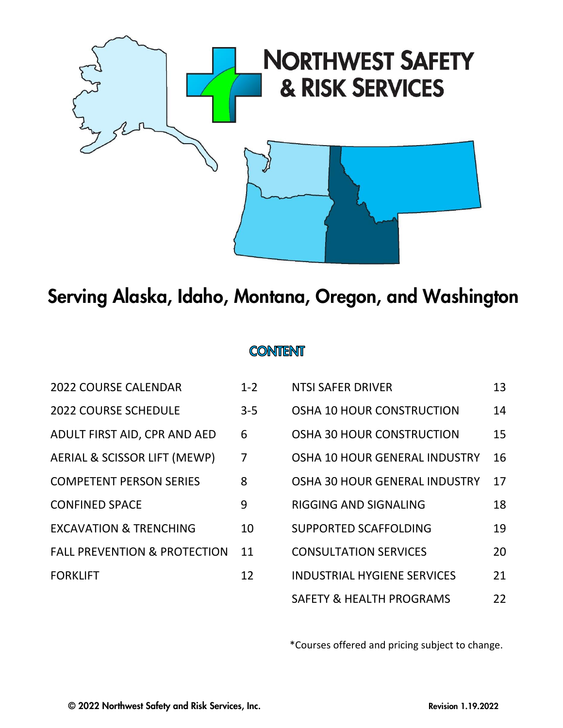# NORTHWEST SAFETY & RISK SERVICES

## Serving Alaska, Idaho, Montana, Oregon, and Washington

### CONTENT

| | | | |
|---|---|---|---|
| 2022 COURSE CALENDAR | 1-2 | NTSI SAFER DRIVER | 13 |
| 2022 COURSE SCHEDULE | 3-5 | OSHA 10 HOUR CONSTRUCTION | 14 |
| ADULT FIRST AID, CPR AND AED | 6 | OSHA 30 HOUR CONSTRUCTION | 15 |
| AERIAL & SCISSOR LIFT (MEWP) | 7 | OSHA 10 HOUR GENERAL INDUSTRY | 16 |
| COMPETENT PERSON SERIES | 8 | OSHA 30 HOUR GENERAL INDUSTRY | 17 |
| CONFINED SPACE | 9 | RIGGING AND SIGNALING | 18 |
| EXCAVATION & TRENCHING | 10 | SUPPORTED SCAFFOLDING | 19 |
| FALL PREVENTION & PROTECTION | 11 | CONSULTATION SERVICES | 20 |
| FORKLIFT | 12 | INDUSTRIAL HYGIENE SERVICES | 21 |
| | | SAFETY & HEALTH PROGRAMS | 22 |

*Courses offered and pricing subject to change.

© 2022 Northwest Safety and Risk Services, Inc.

Revision 1.19.2022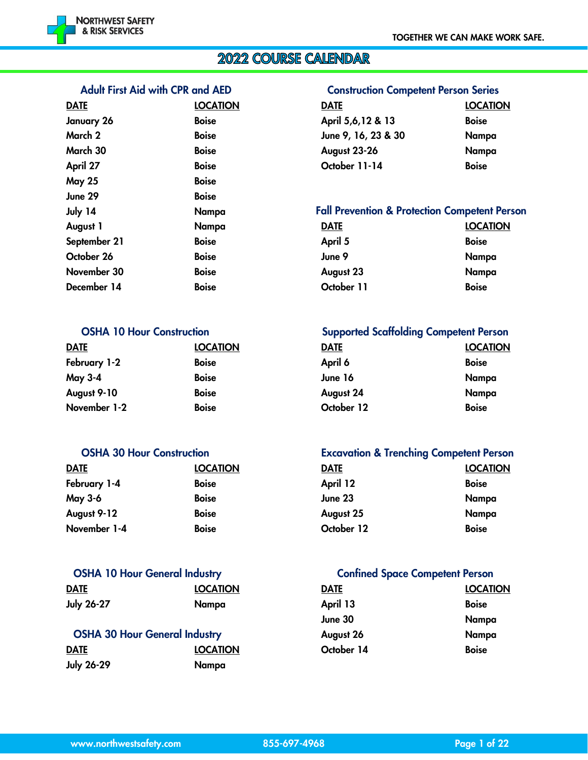# 2022 COURSE CALENDAR

## Adult First Aid with CPR and AED

| DATE | LOCATION |
|---|---|
| January 26 | Boise |
| March 2 | Boise |
| March 30 | Boise |
| April 27 | Boise |
| May 25 | Boise |
| June 29 | Boise |
| July 14 | Nampa |
| August 1 | Nampa |
| September 21 | Boise |
| October 26 | Boise |
| November 30 | Boise |
| December 14 | Boise |

## OSHA 10 Hour Construction

| DATE | LOCATION |
|---|---|
| February 1-2 | Boise |
| May 3-4 | Boise |
| August 9-10 | Boise |
| November 1-2 | Boise |

## OSHA 30 Hour Construction

| DATE | LOCATION |
|---|---|
| February 1-4 | Boise |
| May 3-6 | Boise |
| August 9-12 | Boise |
| November 1-4 | Boise |

## OSHA 10 Hour General Industry

| DATE | LOCATION |
|---|---|
| July 26-27 | Nampa |

## OSHA 30 Hour General Industry

| DATE | LOCATION |
|---|---|
| July 26-29 | Nampa |

## Construction Competent Person Series

| DATE | LOCATION |
|---|---|
| April 5,6,12 & 13 | Boise |
| June 9, 16, 23 & 30 | Nampa |
| August 23-26 | Nampa |
| October 11-14 | Boise |

## Fall Prevention & Protection Competent Person

| DATE | LOCATION |
|---|---|
| April 5 | Boise |
| June 9 | Nampa |
| August 23 | Nampa |
| October 11 | Boise |

## Supported Scaffolding Competent Person

| DATE | LOCATION |
|---|---|
| April 6 | Boise |
| June 16 | Nampa |
| August 24 | Nampa |
| October 12 | Boise |

## Excavation & Trenching Competent Person

| DATE | LOCATION |
|---|---|
| April 12 | Boise |
| June 23 | Nampa |
| August 25 | Nampa |
| October 12 | Boise |

## Confined Space Competent Person

| DATE | LOCATION |
|---|---|
| April 13 | Boise |
| June 30 | Nampa |
| August 26 | Nampa |
| October 14 | Boise |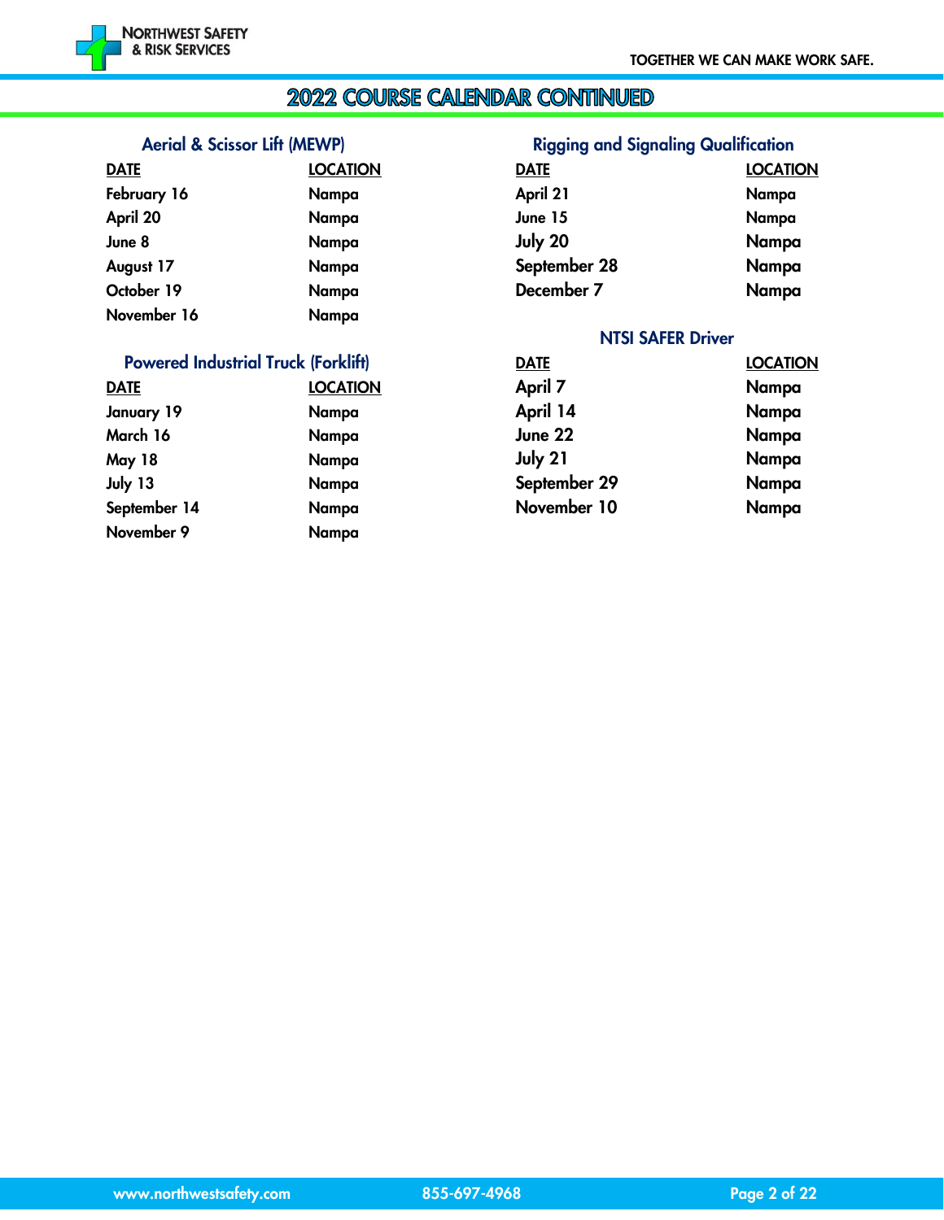# 2022 COURSE CALENDAR CONTINUED

## Aerial & Scissor Lift (MEWP)

| DATE | LOCATION |
|---|---|
| February 16 | Nampa |
| April 20 | Nampa |
| June 8 | Nampa |
| August 17 | Nampa |
| October 19 | Nampa |
| November 16 | Nampa |

## Powered Industrial Truck (Forklift)

| DATE | LOCATION |
|---|---|
| January 19 | Nampa |
| March 16 | Nampa |
| May 18 | Nampa |
| July 13 | Nampa |
| September 14 | Nampa |
| November 9 | Nampa |

## Rigging and Signaling Qualification

| DATE | LOCATION |
|---|---|
| April 21 | Nampa |
| June 15 | Nampa |
| July 20 | Nampa |
| September 28 | Nampa |
| December 7 | Nampa |

## NTSI SAFER Driver

| DATE | LOCATION |
|---|---|
| April 7 | Nampa |
| April 14 | Nampa |
| June 22 | Nampa |
| July 21 | Nampa |
| September 29 | Nampa |
| November 10 | Nampa |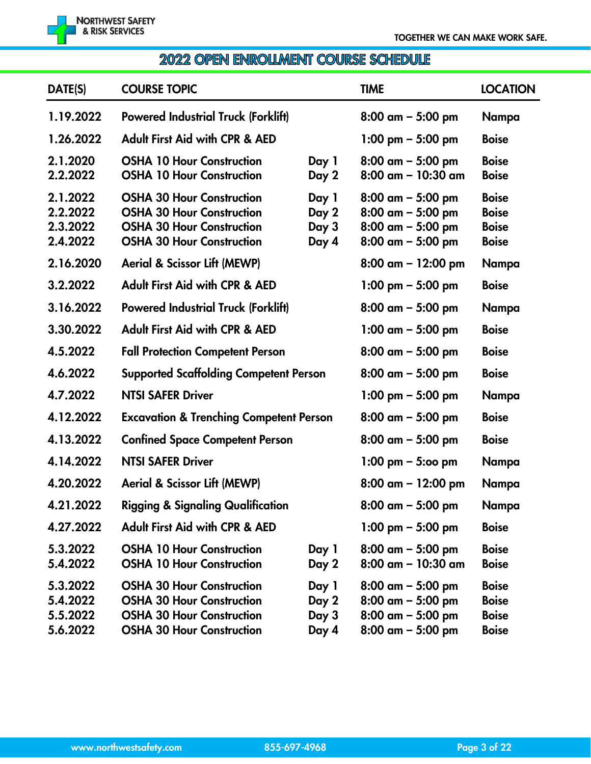## 2022 OPEN ENROLLMENT COURSE SCHEDULE

| DATE(S) | COURSE TOPIC | | TIME | LOCATION |
|---|---|---|---|---|
| 1.19.2022 | Powered Industrial Truck (Forklift) | | 8:00 am – 5:00 pm | Nampa |
| 1.26.2022 | Adult First Aid with CPR & AED | | 1:00 pm – 5:00 pm | Boise |
| 2.1.2020 | OSHA 10 Hour Construction | Day 1 | 8:00 am – 5:00 pm | Boise |
| 2.2.2022 | OSHA 10 Hour Construction | Day 2 | 8:00 am – 10:30 am | Boise |
| 2.1.2022 | OSHA 30 Hour Construction | Day 1 | 8:00 am – 5:00 pm | Boise |
| 2.2.2022 | OSHA 30 Hour Construction | Day 2 | 8:00 am – 5:00 pm | Boise |
| 2.3.2022 | OSHA 30 Hour Construction | Day 3 | 8:00 am – 5:00 pm | Boise |
| 2.4.2022 | OSHA 30 Hour Construction | Day 4 | 8:00 am – 5:00 pm | Boise |
| 2.16.2020 | Aerial & Scissor Lift (MEWP) | | 8:00 am – 12:00 pm | Nampa |
| 3.2.2022 | Adult First Aid with CPR & AED | | 1:00 pm – 5:00 pm | Boise |
| 3.16.2022 | Powered Industrial Truck (Forklift) | | 8:00 am – 5:00 pm | Nampa |
| 3.30.2022 | Adult First Aid with CPR & AED | | 1:00 am – 5:00 pm | Boise |
| 4.5.2022 | Fall Protection Competent Person | | 8:00 am – 5:00 pm | Boise |
| 4.6.2022 | Supported Scaffolding Competent Person | | 8:00 am – 5:00 pm | Boise |
| 4.7.2022 | NTSI SAFER Driver | | 1:00 pm – 5:00 pm | Nampa |
| 4.12.2022 | Excavation & Trenching Competent Person | | 8:00 am – 5:00 pm | Boise |
| 4.13.2022 | Confined Space Competent Person | | 8:00 am – 5:00 pm | Boise |
| 4.14.2022 | NTSI SAFER Driver | | 1:00 pm – 5:oo pm | Nampa |
| 4.20.2022 | Aerial & Scissor Lift (MEWP) | | 8:00 am – 12:00 pm | Nampa |
| 4.21.2022 | Rigging & Signaling Qualification | | 8:00 am – 5:00 pm | Nampa |
| 4.27.2022 | Adult First Aid with CPR & AED | | 1:00 pm – 5:00 pm | Boise |
| 5.3.2022 | OSHA 10 Hour Construction | Day 1 | 8:00 am – 5:00 pm | Boise |
| 5.4.2022 | OSHA 10 Hour Construction | Day 2 | 8:00 am – 10:30 am | Boise |
| 5.3.2022 | OSHA 30 Hour Construction | Day 1 | 8:00 am – 5:00 pm | Boise |
| 5.4.2022 | OSHA 30 Hour Construction | Day 2 | 8:00 am – 5:00 pm | Boise |
| 5.5.2022 | OSHA 30 Hour Construction | Day 3 | 8:00 am – 5:00 pm | Boise |
| 5.6.2022 | OSHA 30 Hour Construction | Day 4 | 8:00 am – 5:00 pm | Boise |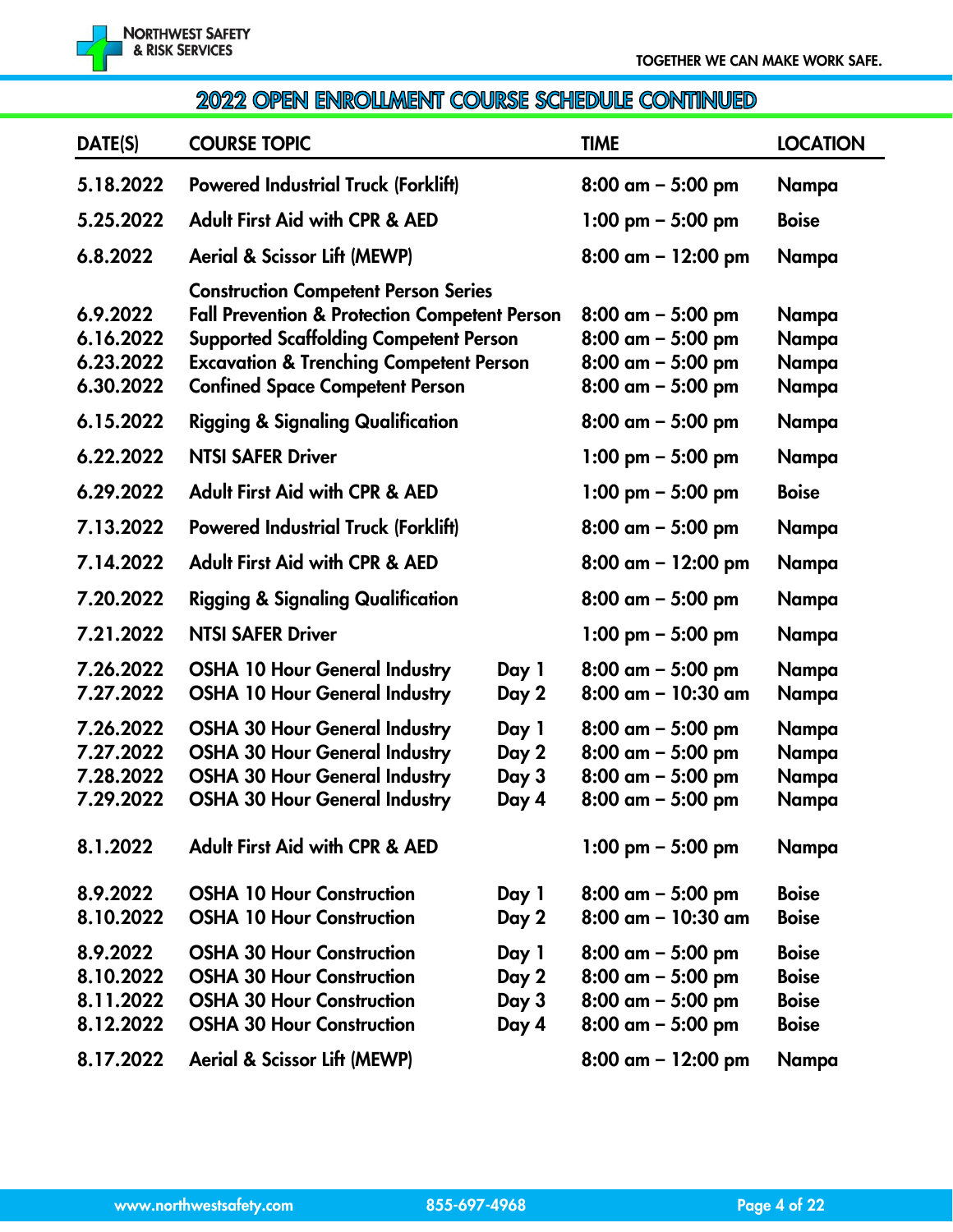## 2022 OPEN ENROLLMENT COURSE SCHEDULE CONTINUED

| DATE(S) | COURSE TOPIC | | TIME | LOCATION |
|---|---|---|---|---|
| 5.18.2022 | Powered Industrial Truck (Forklift) | | 8:00 am – 5:00 pm | Nampa |
| 5.25.2022 | Adult First Aid with CPR & AED | | 1:00 pm – 5:00 pm | Boise |
| 6.8.2022 | Aerial & Scissor Lift (MEWP) | | 8:00 am – 12:00 pm | Nampa |
| | Construction Competent Person Series | | | |
| 6.9.2022 | Fall Prevention & Protection Competent Person | | 8:00 am – 5:00 pm | Nampa |
| 6.16.2022 | Supported Scaffolding Competent Person | | 8:00 am – 5:00 pm | Nampa |
| 6.23.2022 | Excavation & Trenching Competent Person | | 8:00 am – 5:00 pm | Nampa |
| 6.30.2022 | Confined Space Competent Person | | 8:00 am – 5:00 pm | Nampa |
| 6.15.2022 | Rigging & Signaling Qualification | | 8:00 am – 5:00 pm | Nampa |
| 6.22.2022 | NTSI SAFER Driver | | 1:00 pm – 5:00 pm | Nampa |
| 6.29.2022 | Adult First Aid with CPR & AED | | 1:00 pm – 5:00 pm | Boise |
| 7.13.2022 | Powered Industrial Truck (Forklift) | | 8:00 am – 5:00 pm | Nampa |
| 7.14.2022 | Adult First Aid with CPR & AED | | 8:00 am – 12:00 pm | Nampa |
| 7.20.2022 | Rigging & Signaling Qualification | | 8:00 am – 5:00 pm | Nampa |
| 7.21.2022 | NTSI SAFER Driver | | 1:00 pm – 5:00 pm | Nampa |
| 7.26.2022 | OSHA 10 Hour General Industry | Day 1 | 8:00 am – 5:00 pm | Nampa |
| 7.27.2022 | OSHA 10 Hour General Industry | Day 2 | 8:00 am – 10:30 am | Nampa |
| 7.26.2022 | OSHA 30 Hour General Industry | Day 1 | 8:00 am – 5:00 pm | Nampa |
| 7.27.2022 | OSHA 30 Hour General Industry | Day 2 | 8:00 am – 5:00 pm | Nampa |
| 7.28.2022 | OSHA 30 Hour General Industry | Day 3 | 8:00 am – 5:00 pm | Nampa |
| 7.29.2022 | OSHA 30 Hour General Industry | Day 4 | 8:00 am – 5:00 pm | Nampa |
| 8.1.2022 | Adult First Aid with CPR & AED | | 1:00 pm – 5:00 pm | Nampa |
| 8.9.2022 | OSHA 10 Hour Construction | Day 1 | 8:00 am – 5:00 pm | Boise |
| 8.10.2022 | OSHA 10 Hour Construction | Day 2 | 8:00 am – 10:30 am | Boise |
| 8.9.2022 | OSHA 30 Hour Construction | Day 1 | 8:00 am – 5:00 pm | Boise |
| 8.10.2022 | OSHA 30 Hour Construction | Day 2 | 8:00 am – 5:00 pm | Boise |
| 8.11.2022 | OSHA 30 Hour Construction | Day 3 | 8:00 am – 5:00 pm | Boise |
| 8.12.2022 | OSHA 30 Hour Construction | Day 4 | 8:00 am – 5:00 pm | Boise |
| 8.17.2022 | Aerial & Scissor Lift (MEWP) | | 8:00 am – 12:00 pm | Nampa |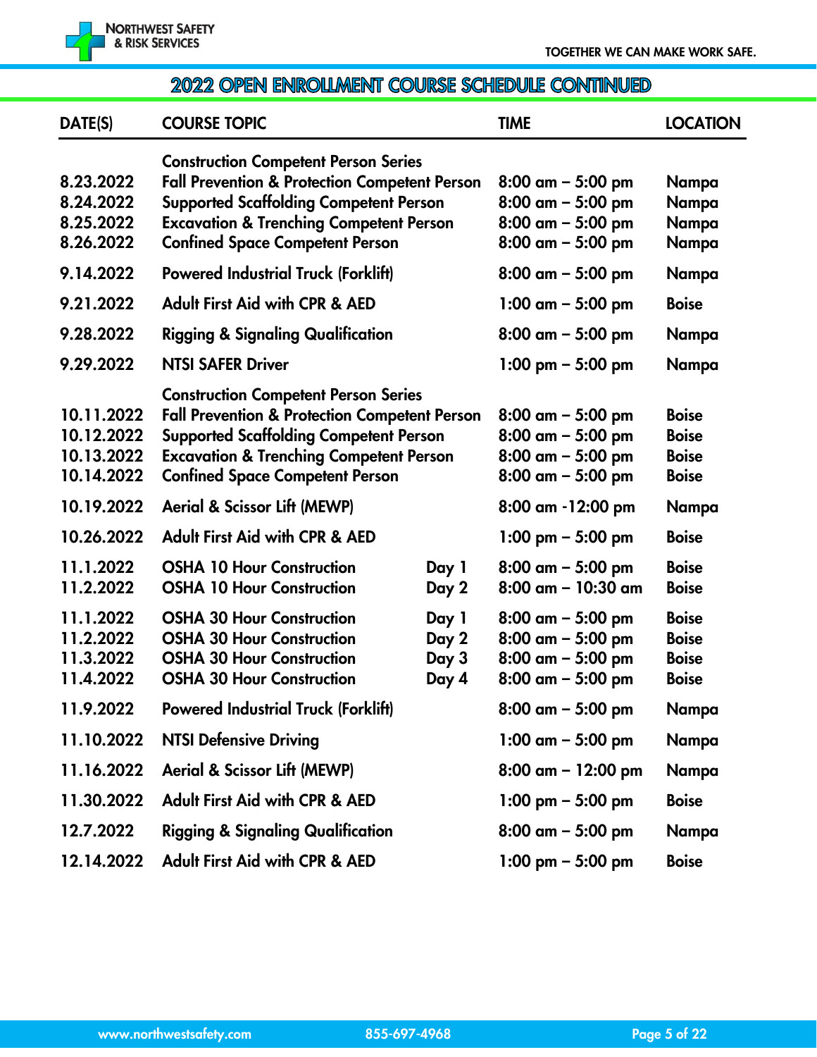## 2022 OPEN ENROLLMENT COURSE SCHEDULE CONTINUED

| DATE(S) | COURSE TOPIC | | TIME | LOCATION |
|---|---|---|---|---|
| | **Construction Competent Person Series** | | | |
| 8.23.2022 | Fall Prevention & Protection Competent Person | | 8:00 am – 5:00 pm | Nampa |
| 8.24.2022 | Supported Scaffolding Competent Person | | 8:00 am – 5:00 pm | Nampa |
| 8.25.2022 | Excavation & Trenching Competent Person | | 8:00 am – 5:00 pm | Nampa |
| 8.26.2022 | Confined Space Competent Person | | 8:00 am – 5:00 pm | Nampa |
| 9.14.2022 | Powered Industrial Truck (Forklift) | | 8:00 am – 5:00 pm | Nampa |
| 9.21.2022 | Adult First Aid with CPR & AED | | 1:00 am – 5:00 pm | Boise |
| 9.28.2022 | Rigging & Signaling Qualification | | 8:00 am – 5:00 pm | Nampa |
| 9.29.2022 | NTSI SAFER Driver | | 1:00 pm – 5:00 pm | Nampa |
| | **Construction Competent Person Series** | | | |
| 10.11.2022 | Fall Prevention & Protection Competent Person | | 8:00 am – 5:00 pm | Boise |
| 10.12.2022 | Supported Scaffolding Competent Person | | 8:00 am – 5:00 pm | Boise |
| 10.13.2022 | Excavation & Trenching Competent Person | | 8:00 am – 5:00 pm | Boise |
| 10.14.2022 | Confined Space Competent Person | | 8:00 am – 5:00 pm | Boise |
| 10.19.2022 | Aerial & Scissor Lift (MEWP) | | 8:00 am -12:00 pm | Nampa |
| 10.26.2022 | Adult First Aid with CPR & AED | | 1:00 pm – 5:00 pm | Boise |
| 11.1.2022 | OSHA 10 Hour Construction | Day 1 | 8:00 am – 5:00 pm | Boise |
| 11.2.2022 | OSHA 10 Hour Construction | Day 2 | 8:00 am – 10:30 am | Boise |
| 11.1.2022 | OSHA 30 Hour Construction | Day 1 | 8:00 am – 5:00 pm | Boise |
| 11.2.2022 | OSHA 30 Hour Construction | Day 2 | 8:00 am – 5:00 pm | Boise |
| 11.3.2022 | OSHA 30 Hour Construction | Day 3 | 8:00 am – 5:00 pm | Boise |
| 11.4.2022 | OSHA 30 Hour Construction | Day 4 | 8:00 am – 5:00 pm | Boise |
| 11.9.2022 | Powered Industrial Truck (Forklift) | | 8:00 am – 5:00 pm | Nampa |
| 11.10.2022 | NTSI Defensive Driving | | 1:00 am – 5:00 pm | Nampa |
| 11.16.2022 | Aerial & Scissor Lift (MEWP) | | 8:00 am – 12:00 pm | Nampa |
| 11.30.2022 | Adult First Aid with CPR & AED | | 1:00 pm – 5:00 pm | Boise |
| 12.7.2022 | Rigging & Signaling Qualification | | 8:00 am – 5:00 pm | Nampa |
| 12.14.2022 | Adult First Aid with CPR & AED | | 1:00 pm – 5:00 pm | Boise |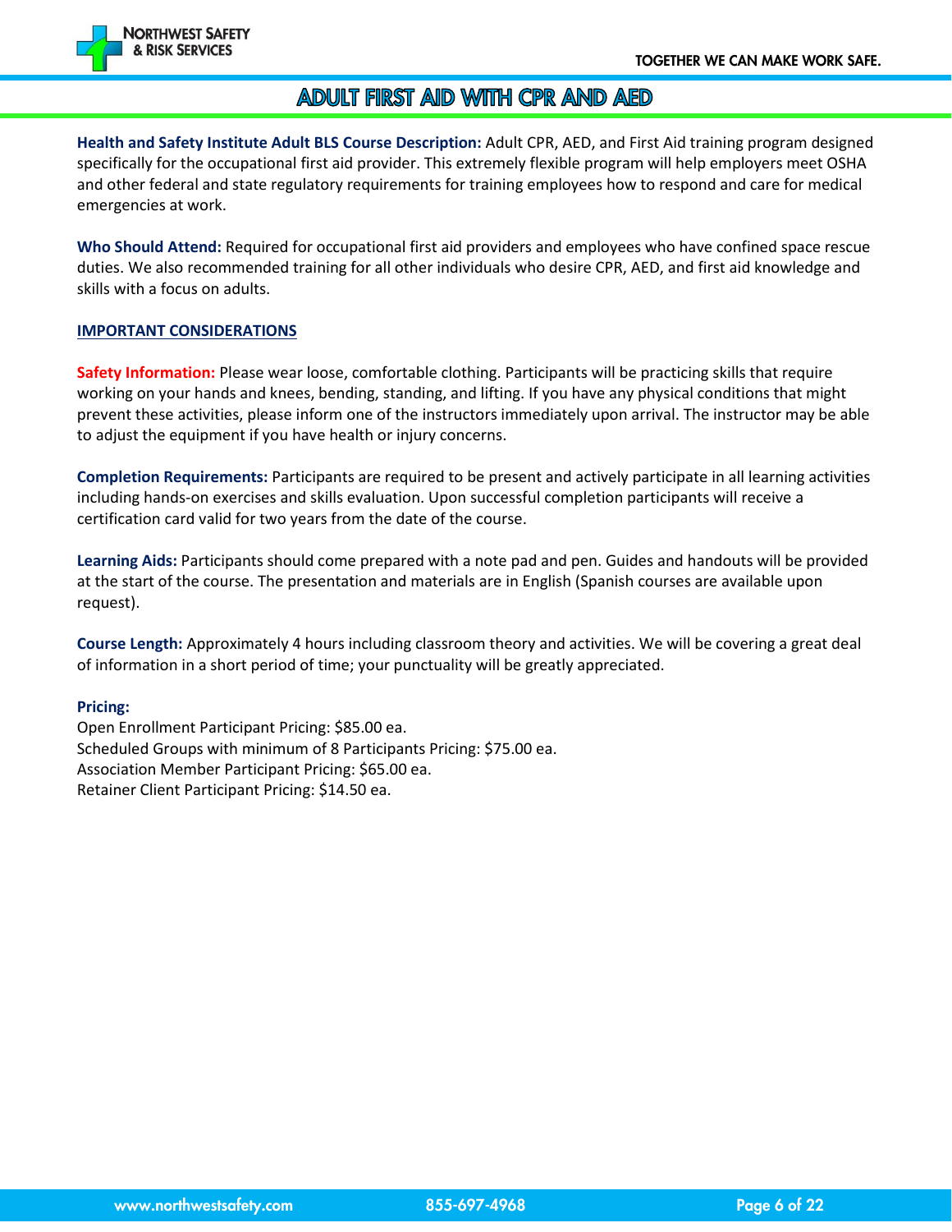# ADULT FIRST AID WITH CPR AND AED

**Health and Safety Institute Adult BLS Course Description:** Adult CPR, AED, and First Aid training program designed specifically for the occupational first aid provider. This extremely flexible program will help employers meet OSHA and other federal and state regulatory requirements for training employees how to respond and care for medical emergencies at work.

**Who Should Attend:** Required for occupational first aid providers and employees who have confined space rescue duties. We also recommended training for all other individuals who desire CPR, AED, and first aid knowledge and skills with a focus on adults.

## IMPORTANT CONSIDERATIONS

**Safety Information:** Please wear loose, comfortable clothing. Participants will be practicing skills that require working on your hands and knees, bending, standing, and lifting. If you have any physical conditions that might prevent these activities, please inform one of the instructors immediately upon arrival. The instructor may be able to adjust the equipment if you have health or injury concerns.

**Completion Requirements:** Participants are required to be present and actively participate in all learning activities including hands-on exercises and skills evaluation. Upon successful completion participants will receive a certification card valid for two years from the date of the course.

**Learning Aids:** Participants should come prepared with a note pad and pen. Guides and handouts will be provided at the start of the course. The presentation and materials are in English (Spanish courses are available upon request).

**Course Length:** Approximately 4 hours including classroom theory and activities. We will be covering a great deal of information in a short period of time; your punctuality will be greatly appreciated.

**Pricing:**
Open Enrollment Participant Pricing: $85.00 ea.
Scheduled Groups with minimum of 8 Participants Pricing: $75.00 ea.
Association Member Participant Pricing: $65.00 ea.
Retainer Client Participant Pricing: $14.50 ea.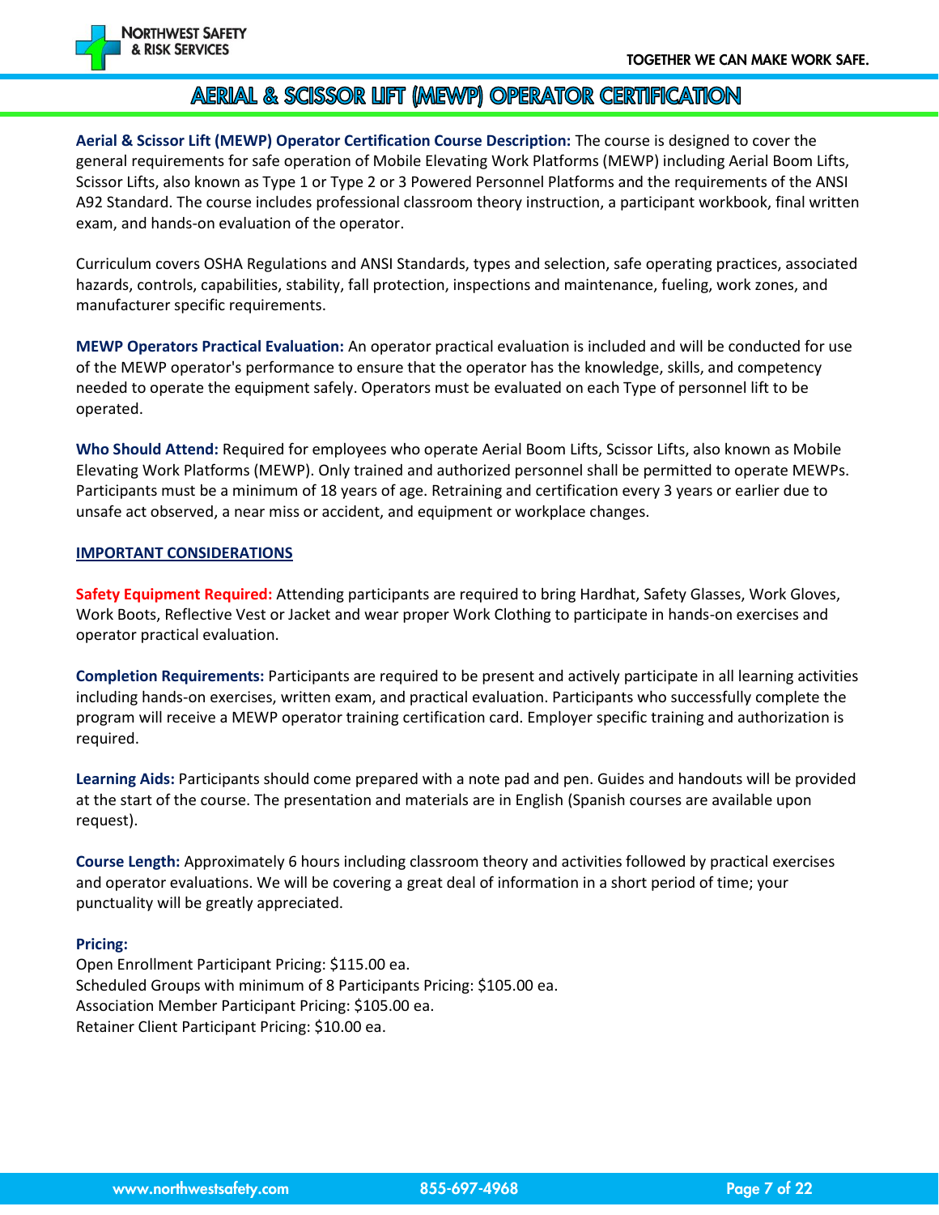# AERIAL & SCISSOR LIFT (MEWP) OPERATOR CERTIFICATION

**Aerial & Scissor Lift (MEWP) Operator Certification Course Description:** The course is designed to cover the general requirements for safe operation of Mobile Elevating Work Platforms (MEWP) including Aerial Boom Lifts, Scissor Lifts, also known as Type 1 or Type 2 or 3 Powered Personnel Platforms and the requirements of the ANSI A92 Standard. The course includes professional classroom theory instruction, a participant workbook, final written exam, and hands-on evaluation of the operator.

Curriculum covers OSHA Regulations and ANSI Standards, types and selection, safe operating practices, associated hazards, controls, capabilities, stability, fall protection, inspections and maintenance, fueling, work zones, and manufacturer specific requirements.

**MEWP Operators Practical Evaluation:** An operator practical evaluation is included and will be conducted for use of the MEWP operator's performance to ensure that the operator has the knowledge, skills, and competency needed to operate the equipment safely. Operators must be evaluated on each Type of personnel lift to be operated.

**Who Should Attend:** Required for employees who operate Aerial Boom Lifts, Scissor Lifts, also known as Mobile Elevating Work Platforms (MEWP). Only trained and authorized personnel shall be permitted to operate MEWPs. Participants must be a minimum of 18 years of age. Retraining and certification every 3 years or earlier due to unsafe act observed, a near miss or accident, and equipment or workplace changes.

## IMPORTANT CONSIDERATIONS

**Safety Equipment Required:** Attending participants are required to bring Hardhat, Safety Glasses, Work Gloves, Work Boots, Reflective Vest or Jacket and wear proper Work Clothing to participate in hands-on exercises and operator practical evaluation.

**Completion Requirements:** Participants are required to be present and actively participate in all learning activities including hands-on exercises, written exam, and practical evaluation. Participants who successfully complete the program will receive a MEWP operator training certification card. Employer specific training and authorization is required.

**Learning Aids:** Participants should come prepared with a note pad and pen. Guides and handouts will be provided at the start of the course. The presentation and materials are in English (Spanish courses are available upon request).

**Course Length:** Approximately 6 hours including classroom theory and activities followed by practical exercises and operator evaluations. We will be covering a great deal of information in a short period of time; your punctuality will be greatly appreciated.

**Pricing:**
Open Enrollment Participant Pricing: $115.00 ea.
Scheduled Groups with minimum of 8 Participants Pricing: $105.00 ea.
Association Member Participant Pricing: $105.00 ea.
Retainer Client Participant Pricing: $10.00 ea.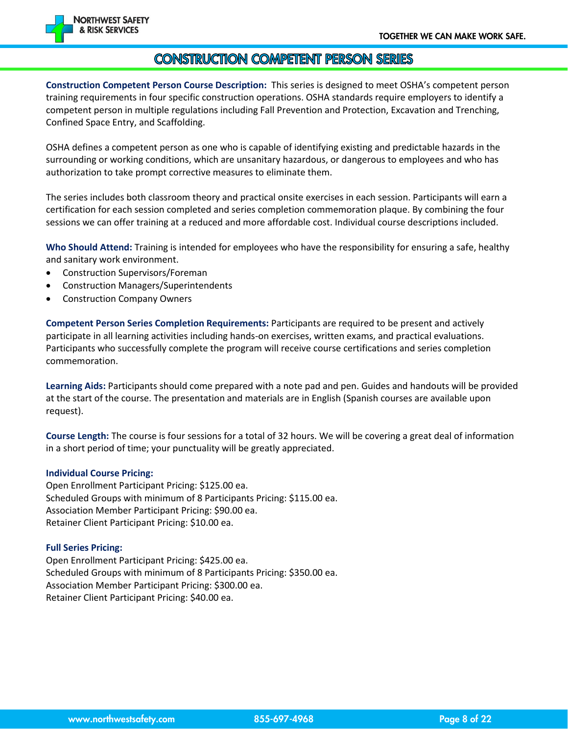# CONSTRUCTION COMPETENT PERSON SERIES

**Construction Competent Person Course Description:** This series is designed to meet OSHA's competent person training requirements in four specific construction operations. OSHA standards require employers to identify a competent person in multiple regulations including Fall Prevention and Protection, Excavation and Trenching, Confined Space Entry, and Scaffolding.

OSHA defines a competent person as one who is capable of identifying existing and predictable hazards in the surrounding or working conditions, which are unsanitary hazardous, or dangerous to employees and who has authorization to take prompt corrective measures to eliminate them.

The series includes both classroom theory and practical onsite exercises in each session. Participants will earn a certification for each session completed and series completion commemoration plaque. By combining the four sessions we can offer training at a reduced and more affordable cost. Individual course descriptions included.

**Who Should Attend:** Training is intended for employees who have the responsibility for ensuring a safe, healthy and sanitary work environment.

- Construction Supervisors/Foreman
- Construction Managers/Superintendents
- Construction Company Owners

**Competent Person Series Completion Requirements:** Participants are required to be present and actively participate in all learning activities including hands-on exercises, written exams, and practical evaluations. Participants who successfully complete the program will receive course certifications and series completion commemoration.

**Learning Aids:** Participants should come prepared with a note pad and pen. Guides and handouts will be provided at the start of the course. The presentation and materials are in English (Spanish courses are available upon request).

**Course Length:** The course is four sessions for a total of 32 hours. We will be covering a great deal of information in a short period of time; your punctuality will be greatly appreciated.

**Individual Course Pricing:**

Open Enrollment Participant Pricing: $125.00 ea.
Scheduled Groups with minimum of 8 Participants Pricing: $115.00 ea.
Association Member Participant Pricing: $90.00 ea.
Retainer Client Participant Pricing: $10.00 ea.

**Full Series Pricing:**

Open Enrollment Participant Pricing: $425.00 ea.
Scheduled Groups with minimum of 8 Participants Pricing: $350.00 ea.
Association Member Participant Pricing: $300.00 ea.
Retainer Client Participant Pricing: $40.00 ea.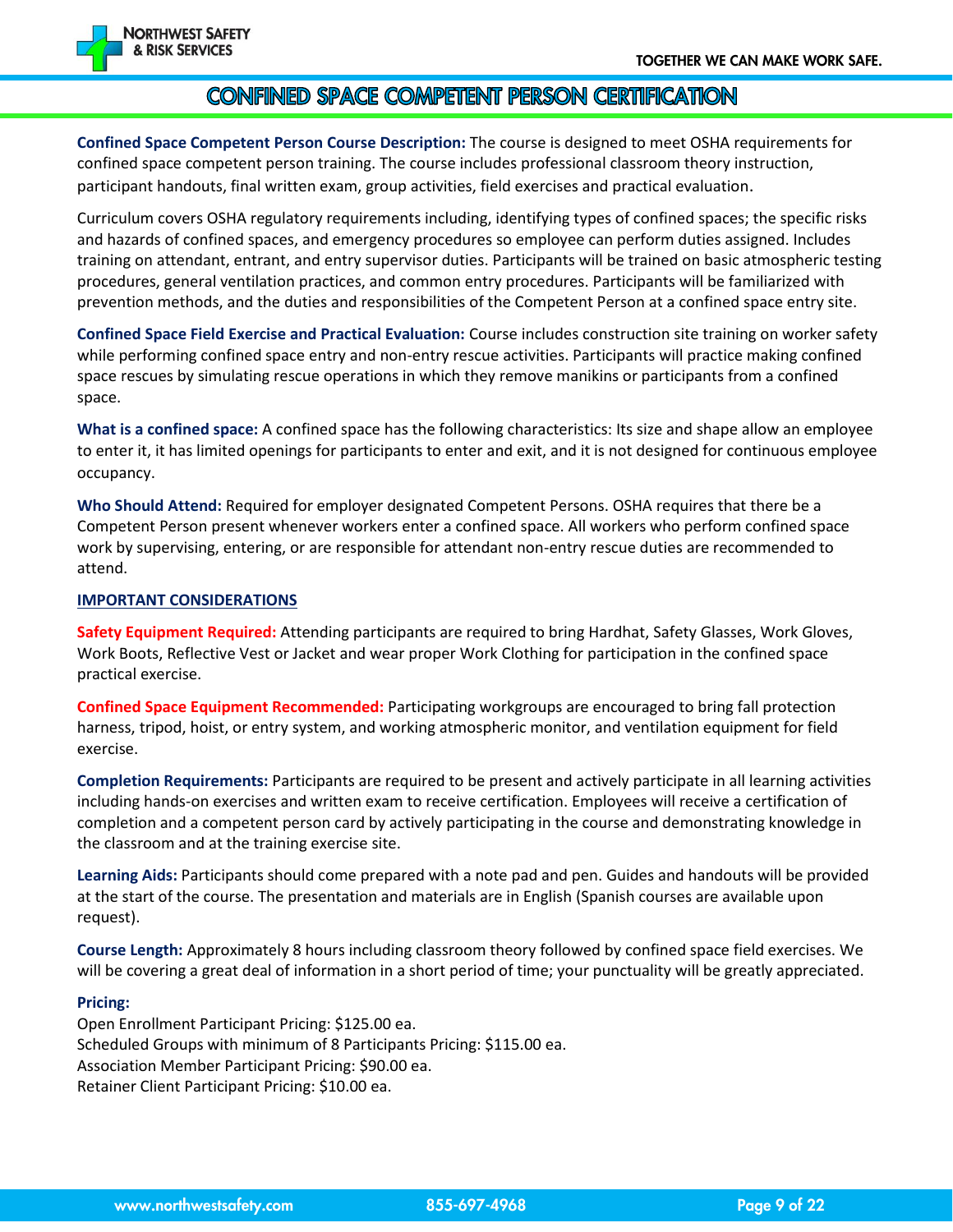# CONFINED SPACE COMPETENT PERSON CERTIFICATION

**Confined Space Competent Person Course Description:** The course is designed to meet OSHA requirements for confined space competent person training. The course includes professional classroom theory instruction, participant handouts, final written exam, group activities, field exercises and practical evaluation.

Curriculum covers OSHA regulatory requirements including, identifying types of confined spaces; the specific risks and hazards of confined spaces, and emergency procedures so employee can perform duties assigned. Includes training on attendant, entrant, and entry supervisor duties. Participants will be trained on basic atmospheric testing procedures, general ventilation practices, and common entry procedures. Participants will be familiarized with prevention methods, and the duties and responsibilities of the Competent Person at a confined space entry site.

**Confined Space Field Exercise and Practical Evaluation:** Course includes construction site training on worker safety while performing confined space entry and non-entry rescue activities. Participants will practice making confined space rescues by simulating rescue operations in which they remove manikins or participants from a confined space.

**What is a confined space:** A confined space has the following characteristics: Its size and shape allow an employee to enter it, it has limited openings for participants to enter and exit, and it is not designed for continuous employee occupancy.

**Who Should Attend:** Required for employer designated Competent Persons. OSHA requires that there be a Competent Person present whenever workers enter a confined space. All workers who perform confined space work by supervising, entering, or are responsible for attendant non-entry rescue duties are recommended to attend.

## IMPORTANT CONSIDERATIONS

**Safety Equipment Required:** Attending participants are required to bring Hardhat, Safety Glasses, Work Gloves, Work Boots, Reflective Vest or Jacket and wear proper Work Clothing for participation in the confined space practical exercise.

**Confined Space Equipment Recommended:** Participating workgroups are encouraged to bring fall protection harness, tripod, hoist, or entry system, and working atmospheric monitor, and ventilation equipment for field exercise.

**Completion Requirements:** Participants are required to be present and actively participate in all learning activities including hands-on exercises and written exam to receive certification. Employees will receive a certification of completion and a competent person card by actively participating in the course and demonstrating knowledge in the classroom and at the training exercise site.

**Learning Aids:** Participants should come prepared with a note pad and pen. Guides and handouts will be provided at the start of the course. The presentation and materials are in English (Spanish courses are available upon request).

**Course Length:** Approximately 8 hours including classroom theory followed by confined space field exercises. We will be covering a great deal of information in a short period of time; your punctuality will be greatly appreciated.

**Pricing:**

Open Enrollment Participant Pricing: $125.00 ea.
Scheduled Groups with minimum of 8 Participants Pricing: $115.00 ea.
Association Member Participant Pricing: $90.00 ea.
Retainer Client Participant Pricing: $10.00 ea.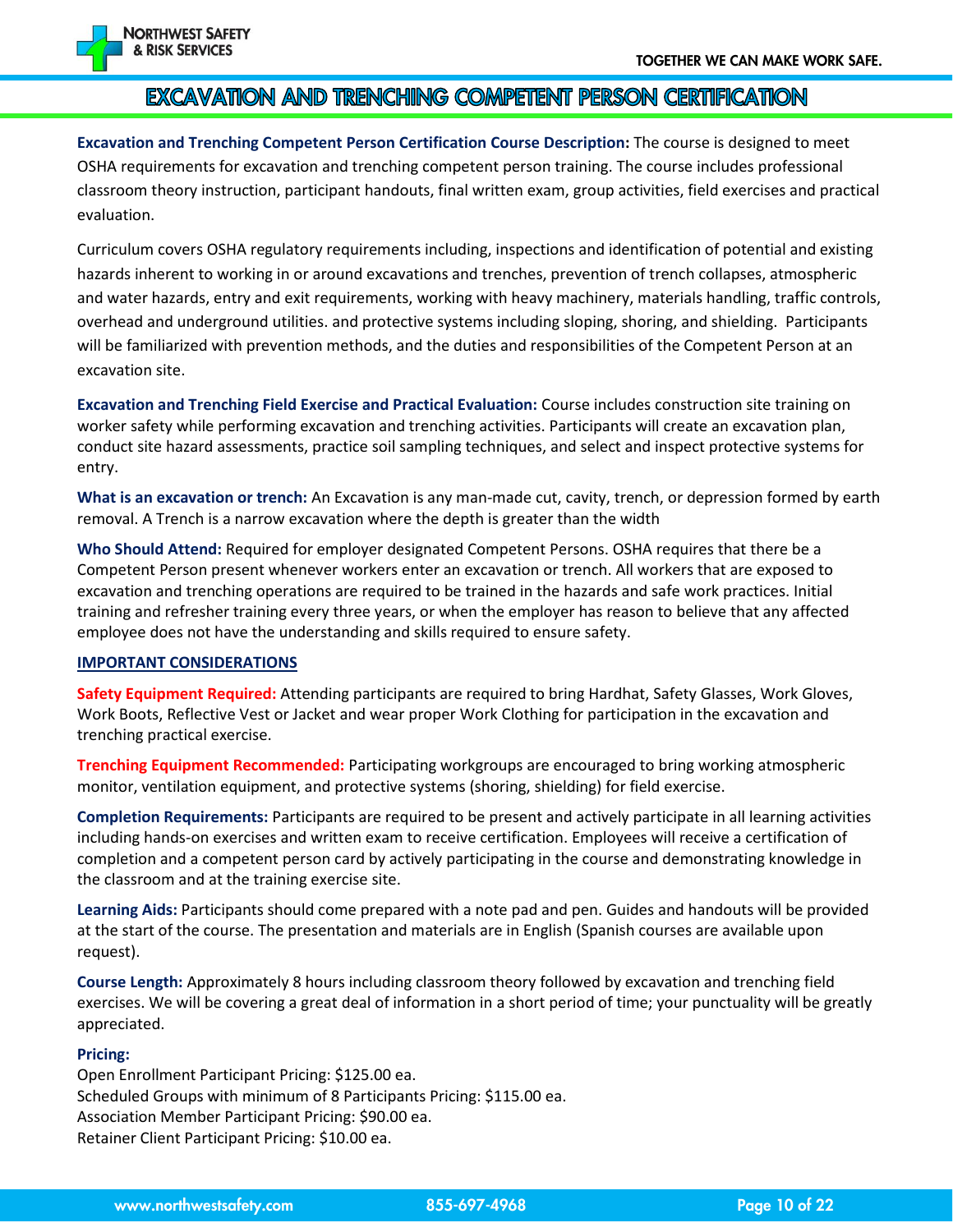# EXCAVATION AND TRENCHING COMPETENT PERSON CERTIFICATION

**Excavation and Trenching Competent Person Certification Course Description:** The course is designed to meet OSHA requirements for excavation and trenching competent person training. The course includes professional classroom theory instruction, participant handouts, final written exam, group activities, field exercises and practical evaluation.

Curriculum covers OSHA regulatory requirements including, inspections and identification of potential and existing hazards inherent to working in or around excavations and trenches, prevention of trench collapses, atmospheric and water hazards, entry and exit requirements, working with heavy machinery, materials handling, traffic controls, overhead and underground utilities. and protective systems including sloping, shoring, and shielding. Participants will be familiarized with prevention methods, and the duties and responsibilities of the Competent Person at an excavation site.

**Excavation and Trenching Field Exercise and Practical Evaluation:** Course includes construction site training on worker safety while performing excavation and trenching activities. Participants will create an excavation plan, conduct site hazard assessments, practice soil sampling techniques, and select and inspect protective systems for entry.

**What is an excavation or trench:** An Excavation is any man-made cut, cavity, trench, or depression formed by earth removal. A Trench is a narrow excavation where the depth is greater than the width

**Who Should Attend:** Required for employer designated Competent Persons. OSHA requires that there be a Competent Person present whenever workers enter an excavation or trench. All workers that are exposed to excavation and trenching operations are required to be trained in the hazards and safe work practices. Initial training and refresher training every three years, or when the employer has reason to believe that any affected employee does not have the understanding and skills required to ensure safety.

## IMPORTANT CONSIDERATIONS

**Safety Equipment Required:** Attending participants are required to bring Hardhat, Safety Glasses, Work Gloves, Work Boots, Reflective Vest or Jacket and wear proper Work Clothing for participation in the excavation and trenching practical exercise.

**Trenching Equipment Recommended:** Participating workgroups are encouraged to bring working atmospheric monitor, ventilation equipment, and protective systems (shoring, shielding) for field exercise.

**Completion Requirements:** Participants are required to be present and actively participate in all learning activities including hands-on exercises and written exam to receive certification. Employees will receive a certification of completion and a competent person card by actively participating in the course and demonstrating knowledge in the classroom and at the training exercise site.

**Learning Aids:** Participants should come prepared with a note pad and pen. Guides and handouts will be provided at the start of the course. The presentation and materials are in English (Spanish courses are available upon request).

**Course Length:** Approximately 8 hours including classroom theory followed by excavation and trenching field exercises. We will be covering a great deal of information in a short period of time; your punctuality will be greatly appreciated.

**Pricing:**
Open Enrollment Participant Pricing: $125.00 ea.
Scheduled Groups with minimum of 8 Participants Pricing: $115.00 ea.
Association Member Participant Pricing: $90.00 ea.
Retainer Client Participant Pricing: $10.00 ea.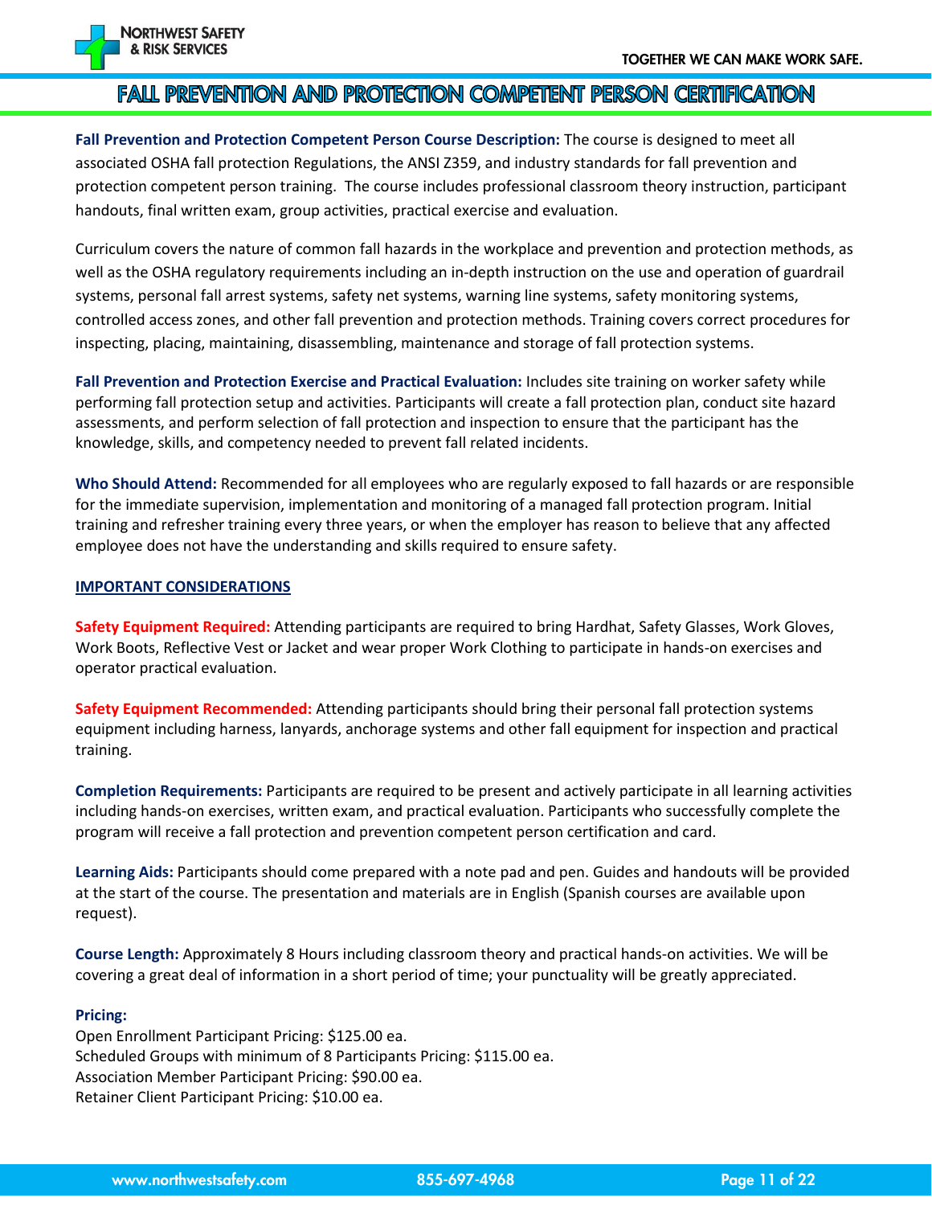# FALL PREVENTION AND PROTECTION COMPETENT PERSON CERTIFICATION

**Fall Prevention and Protection Competent Person Course Description:** The course is designed to meet all associated OSHA fall protection Regulations, the ANSI Z359, and industry standards for fall prevention and protection competent person training. The course includes professional classroom theory instruction, participant handouts, final written exam, group activities, practical exercise and evaluation.

Curriculum covers the nature of common fall hazards in the workplace and prevention and protection methods, as well as the OSHA regulatory requirements including an in-depth instruction on the use and operation of guardrail systems, personal fall arrest systems, safety net systems, warning line systems, safety monitoring systems, controlled access zones, and other fall prevention and protection methods. Training covers correct procedures for inspecting, placing, maintaining, disassembling, maintenance and storage of fall protection systems.

**Fall Prevention and Protection Exercise and Practical Evaluation:** Includes site training on worker safety while performing fall protection setup and activities. Participants will create a fall protection plan, conduct site hazard assessments, and perform selection of fall protection and inspection to ensure that the participant has the knowledge, skills, and competency needed to prevent fall related incidents.

**Who Should Attend:** Recommended for all employees who are regularly exposed to fall hazards or are responsible for the immediate supervision, implementation and monitoring of a managed fall protection program. Initial training and refresher training every three years, or when the employer has reason to believe that any affected employee does not have the understanding and skills required to ensure safety.

## IMPORTANT CONSIDERATIONS

**Safety Equipment Required:** Attending participants are required to bring Hardhat, Safety Glasses, Work Gloves, Work Boots, Reflective Vest or Jacket and wear proper Work Clothing to participate in hands-on exercises and operator practical evaluation.

**Safety Equipment Recommended:** Attending participants should bring their personal fall protection systems equipment including harness, lanyards, anchorage systems and other fall equipment for inspection and practical training.

**Completion Requirements:** Participants are required to be present and actively participate in all learning activities including hands-on exercises, written exam, and practical evaluation. Participants who successfully complete the program will receive a fall protection and prevention competent person certification and card.

**Learning Aids:** Participants should come prepared with a note pad and pen. Guides and handouts will be provided at the start of the course. The presentation and materials are in English (Spanish courses are available upon request).

**Course Length:** Approximately 8 Hours including classroom theory and practical hands-on activities. We will be covering a great deal of information in a short period of time; your punctuality will be greatly appreciated.

**Pricing:**
Open Enrollment Participant Pricing: $125.00 ea.
Scheduled Groups with minimum of 8 Participants Pricing: $115.00 ea.
Association Member Participant Pricing: $90.00 ea.
Retainer Client Participant Pricing: $10.00 ea.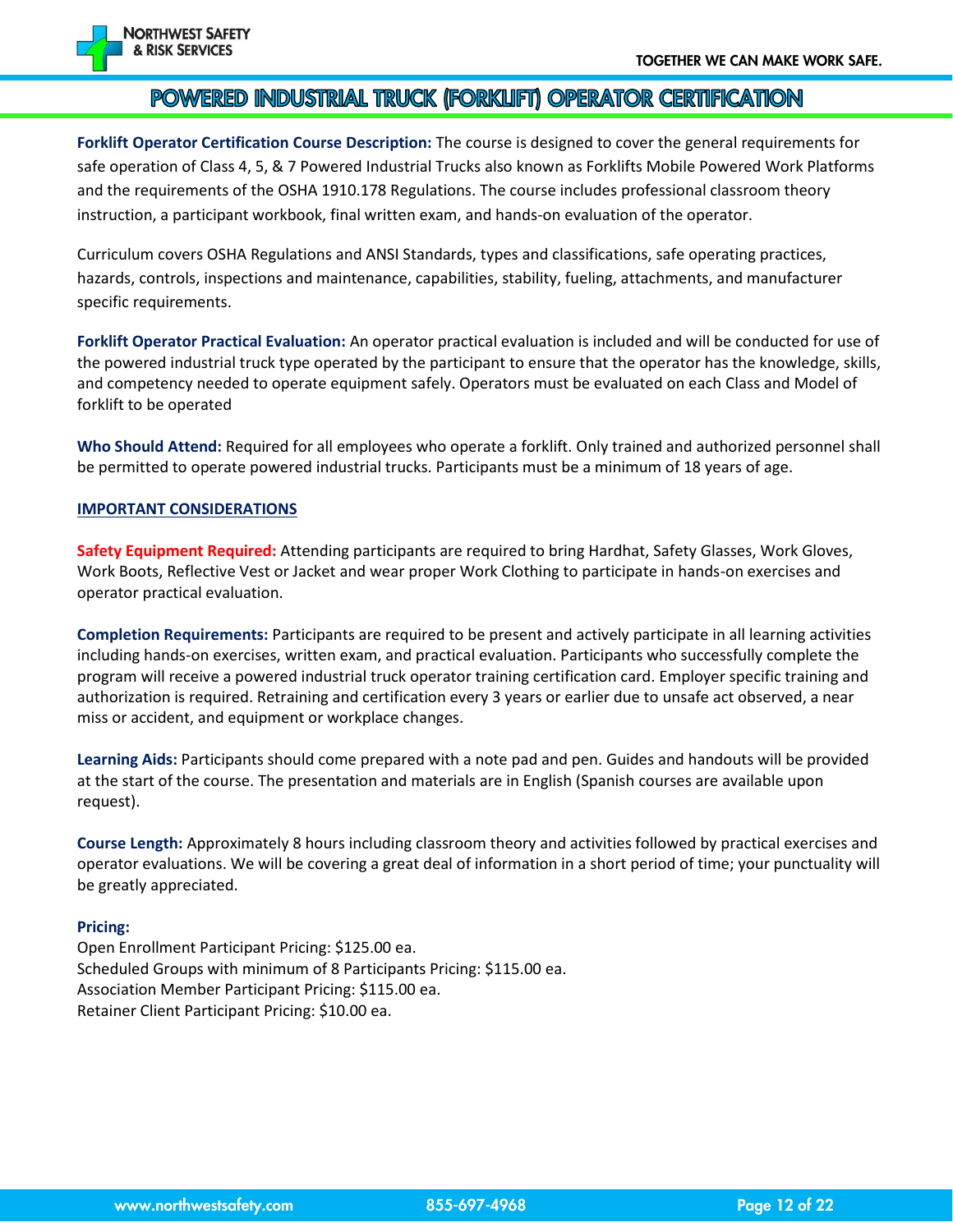# POWERED INDUSTRIAL TRUCK (FORKLIFT) OPERATOR CERTIFICATION

**Forklift Operator Certification Course Description:** The course is designed to cover the general requirements for safe operation of Class 4, 5, & 7 Powered Industrial Trucks also known as Forklifts Mobile Powered Work Platforms and the requirements of the OSHA 1910.178 Regulations. The course includes professional classroom theory instruction, a participant workbook, final written exam, and hands-on evaluation of the operator.

Curriculum covers OSHA Regulations and ANSI Standards, types and classifications, safe operating practices, hazards, controls, inspections and maintenance, capabilities, stability, fueling, attachments, and manufacturer specific requirements.

**Forklift Operator Practical Evaluation:** An operator practical evaluation is included and will be conducted for use of the powered industrial truck type operated by the participant to ensure that the operator has the knowledge, skills, and competency needed to operate equipment safely. Operators must be evaluated on each Class and Model of forklift to be operated

**Who Should Attend:** Required for all employees who operate a forklift. Only trained and authorized personnel shall be permitted to operate powered industrial trucks. Participants must be a minimum of 18 years of age.

## IMPORTANT CONSIDERATIONS

**Safety Equipment Required:** Attending participants are required to bring Hardhat, Safety Glasses, Work Gloves, Work Boots, Reflective Vest or Jacket and wear proper Work Clothing to participate in hands-on exercises and operator practical evaluation.

**Completion Requirements:** Participants are required to be present and actively participate in all learning activities including hands-on exercises, written exam, and practical evaluation. Participants who successfully complete the program will receive a powered industrial truck operator training certification card. Employer specific training and authorization is required. Retraining and certification every 3 years or earlier due to unsafe act observed, a near miss or accident, and equipment or workplace changes.

**Learning Aids:** Participants should come prepared with a note pad and pen. Guides and handouts will be provided at the start of the course. The presentation and materials are in English (Spanish courses are available upon request).

**Course Length:** Approximately 8 hours including classroom theory and activities followed by practical exercises and operator evaluations. We will be covering a great deal of information in a short period of time; your punctuality will be greatly appreciated.

**Pricing:**

Open Enrollment Participant Pricing: $125.00 ea.
Scheduled Groups with minimum of 8 Participants Pricing: $115.00 ea.
Association Member Participant Pricing: $115.00 ea.
Retainer Client Participant Pricing: $10.00 ea.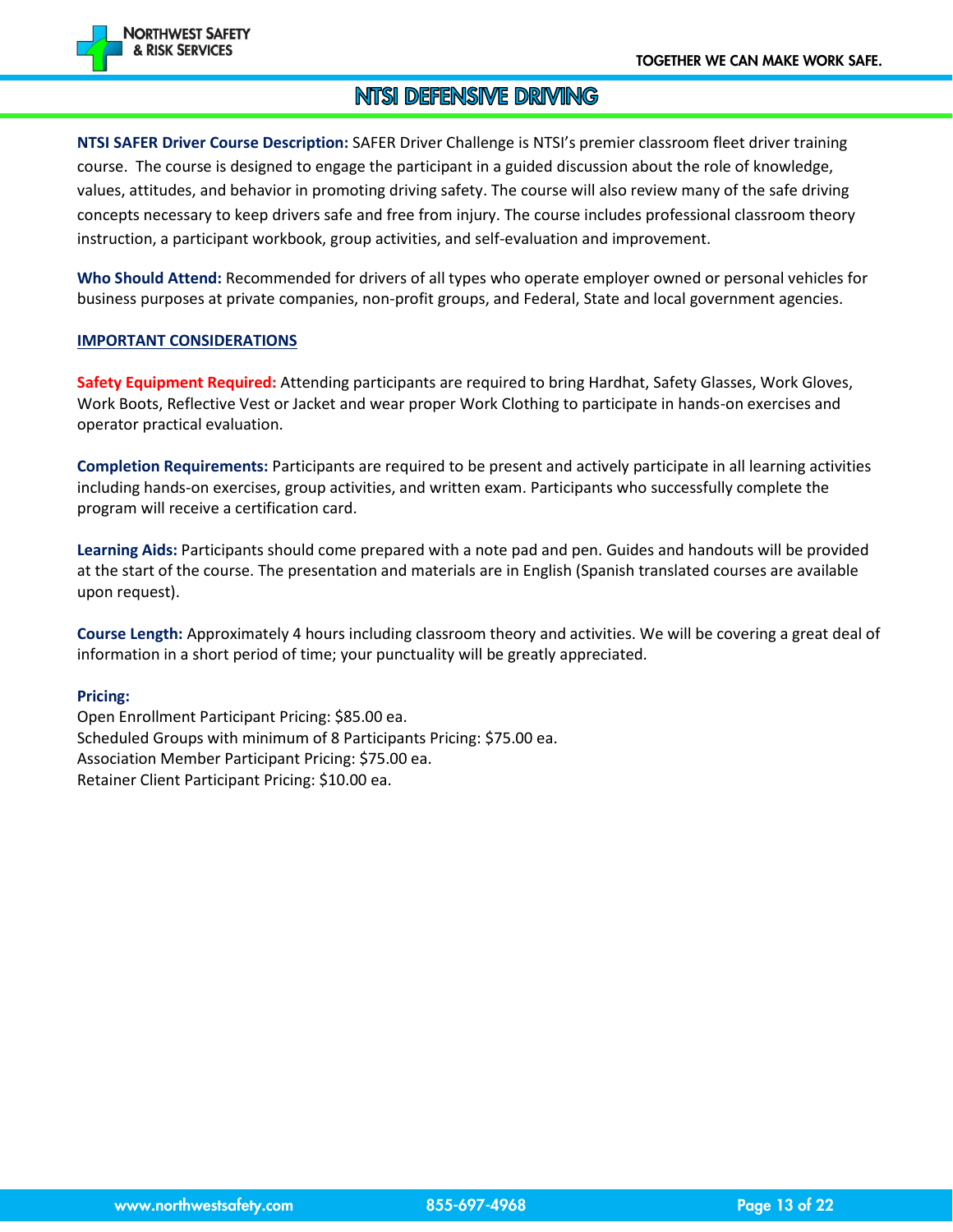# NTSI DEFENSIVE DRIVING

**NTSI SAFER Driver Course Description:** SAFER Driver Challenge is NTSI's premier classroom fleet driver training course. The course is designed to engage the participant in a guided discussion about the role of knowledge, values, attitudes, and behavior in promoting driving safety. The course will also review many of the safe driving concepts necessary to keep drivers safe and free from injury. The course includes professional classroom theory instruction, a participant workbook, group activities, and self-evaluation and improvement.

**Who Should Attend:** Recommended for drivers of all types who operate employer owned or personal vehicles for business purposes at private companies, non-profit groups, and Federal, State and local government agencies.

## IMPORTANT CONSIDERATIONS

**Safety Equipment Required:** Attending participants are required to bring Hardhat, Safety Glasses, Work Gloves, Work Boots, Reflective Vest or Jacket and wear proper Work Clothing to participate in hands-on exercises and operator practical evaluation.

**Completion Requirements:** Participants are required to be present and actively participate in all learning activities including hands-on exercises, group activities, and written exam. Participants who successfully complete the program will receive a certification card.

**Learning Aids:** Participants should come prepared with a note pad and pen. Guides and handouts will be provided at the start of the course. The presentation and materials are in English (Spanish translated courses are available upon request).

**Course Length:** Approximately 4 hours including classroom theory and activities. We will be covering a great deal of information in a short period of time; your punctuality will be greatly appreciated.

**Pricing:**
Open Enrollment Participant Pricing: $85.00 ea.
Scheduled Groups with minimum of 8 Participants Pricing: $75.00 ea.
Association Member Participant Pricing: $75.00 ea.
Retainer Client Participant Pricing: $10.00 ea.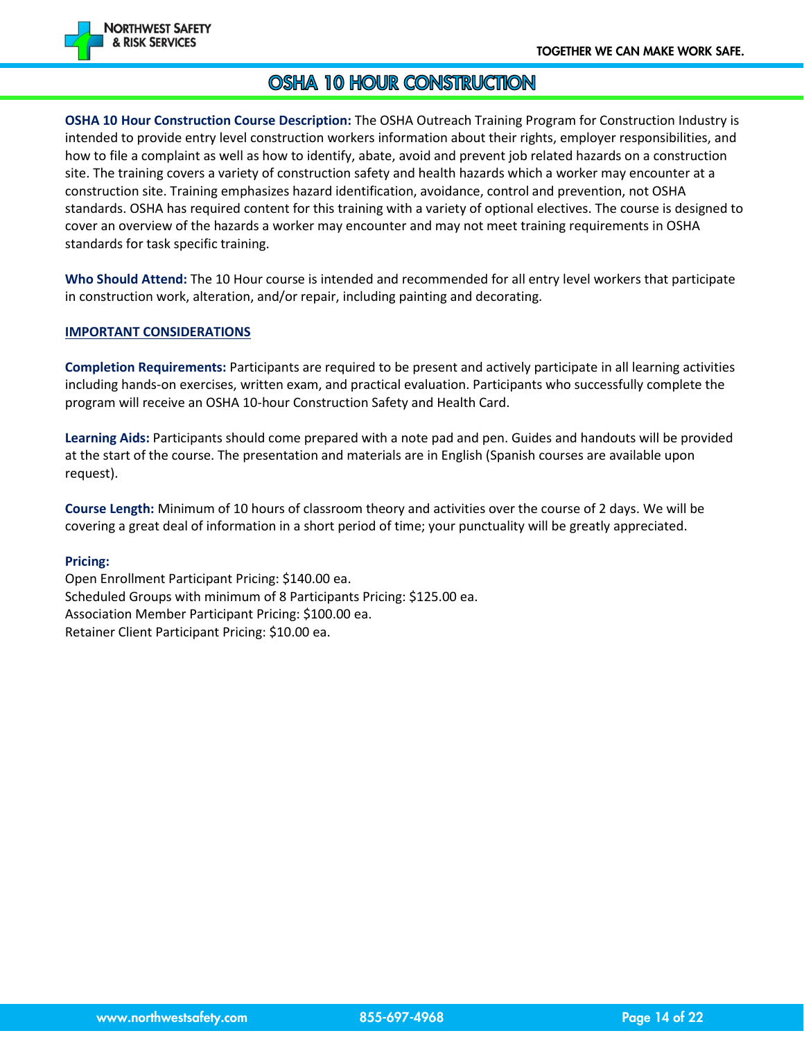# OSHA 10 HOUR CONSTRUCTION

**OSHA 10 Hour Construction Course Description:** The OSHA Outreach Training Program for Construction Industry is intended to provide entry level construction workers information about their rights, employer responsibilities, and how to file a complaint as well as how to identify, abate, avoid and prevent job related hazards on a construction site. The training covers a variety of construction safety and health hazards which a worker may encounter at a construction site. Training emphasizes hazard identification, avoidance, control and prevention, not OSHA standards. OSHA has required content for this training with a variety of optional electives. The course is designed to cover an overview of the hazards a worker may encounter and may not meet training requirements in OSHA standards for task specific training.

**Who Should Attend:** The 10 Hour course is intended and recommended for all entry level workers that participate in construction work, alteration, and/or repair, including painting and decorating.

## IMPORTANT CONSIDERATIONS

**Completion Requirements:** Participants are required to be present and actively participate in all learning activities including hands-on exercises, written exam, and practical evaluation. Participants who successfully complete the program will receive an OSHA 10-hour Construction Safety and Health Card.

**Learning Aids:** Participants should come prepared with a note pad and pen. Guides and handouts will be provided at the start of the course. The presentation and materials are in English (Spanish courses are available upon request).

**Course Length:** Minimum of 10 hours of classroom theory and activities over the course of 2 days. We will be covering a great deal of information in a short period of time; your punctuality will be greatly appreciated.

**Pricing:**

Open Enrollment Participant Pricing: $140.00 ea.
Scheduled Groups with minimum of 8 Participants Pricing: $125.00 ea.
Association Member Participant Pricing: $100.00 ea.
Retainer Client Participant Pricing: $10.00 ea.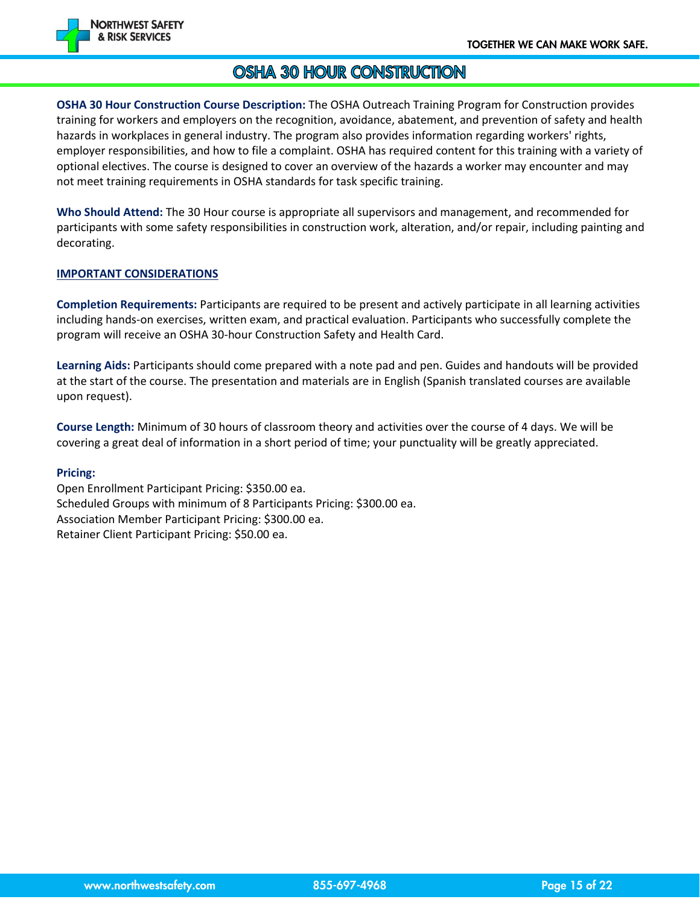# OSHA 30 HOUR CONSTRUCTION

**OSHA 30 Hour Construction Course Description:** The OSHA Outreach Training Program for Construction provides training for workers and employers on the recognition, avoidance, abatement, and prevention of safety and health hazards in workplaces in general industry. The program also provides information regarding workers' rights, employer responsibilities, and how to file a complaint. OSHA has required content for this training with a variety of optional electives. The course is designed to cover an overview of the hazards a worker may encounter and may not meet training requirements in OSHA standards for task specific training.

**Who Should Attend:** The 30 Hour course is appropriate all supervisors and management, and recommended for participants with some safety responsibilities in construction work, alteration, and/or repair, including painting and decorating.

**IMPORTANT CONSIDERATIONS**

**Completion Requirements:** Participants are required to be present and actively participate in all learning activities including hands-on exercises, written exam, and practical evaluation. Participants who successfully complete the program will receive an OSHA 30-hour Construction Safety and Health Card.

**Learning Aids:** Participants should come prepared with a note pad and pen. Guides and handouts will be provided at the start of the course. The presentation and materials are in English (Spanish translated courses are available upon request).

**Course Length:** Minimum of 30 hours of classroom theory and activities over the course of 4 days. We will be covering a great deal of information in a short period of time; your punctuality will be greatly appreciated.

**Pricing:**

Open Enrollment Participant Pricing: $350.00 ea.
Scheduled Groups with minimum of 8 Participants Pricing: $300.00 ea.
Association Member Participant Pricing: $300.00 ea.
Retainer Client Participant Pricing: $50.00 ea.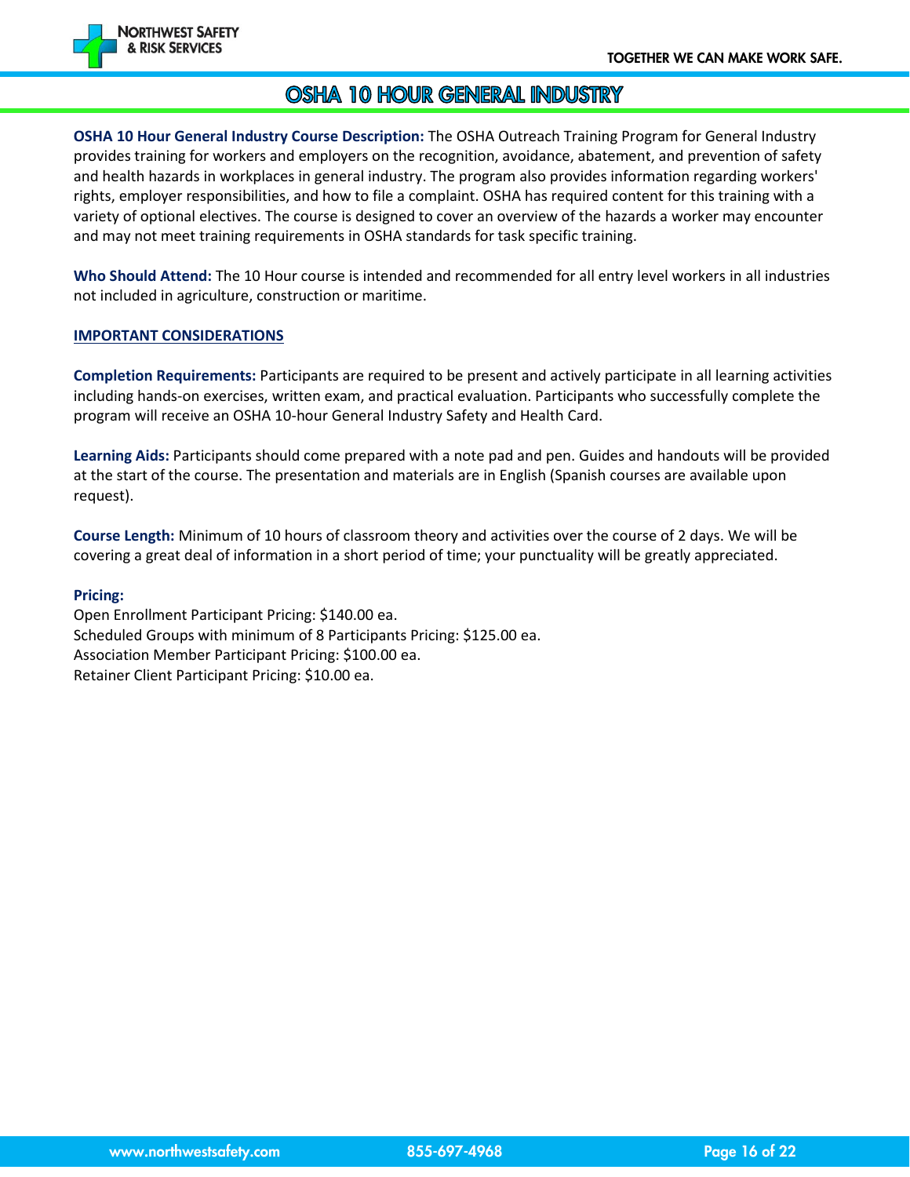# OSHA 10 HOUR GENERAL INDUSTRY

**OSHA 10 Hour General Industry Course Description:** The OSHA Outreach Training Program for General Industry provides training for workers and employers on the recognition, avoidance, abatement, and prevention of safety and health hazards in workplaces in general industry. The program also provides information regarding workers' rights, employer responsibilities, and how to file a complaint. OSHA has required content for this training with a variety of optional electives. The course is designed to cover an overview of the hazards a worker may encounter and may not meet training requirements in OSHA standards for task specific training.

**Who Should Attend:** The 10 Hour course is intended and recommended for all entry level workers in all industries not included in agriculture, construction or maritime.

## IMPORTANT CONSIDERATIONS

**Completion Requirements:** Participants are required to be present and actively participate in all learning activities including hands-on exercises, written exam, and practical evaluation. Participants who successfully complete the program will receive an OSHA 10-hour General Industry Safety and Health Card.

**Learning Aids:** Participants should come prepared with a note pad and pen. Guides and handouts will be provided at the start of the course. The presentation and materials are in English (Spanish courses are available upon request).

**Course Length:** Minimum of 10 hours of classroom theory and activities over the course of 2 days. We will be covering a great deal of information in a short period of time; your punctuality will be greatly appreciated.

**Pricing:**
Open Enrollment Participant Pricing: $140.00 ea.
Scheduled Groups with minimum of 8 Participants Pricing: $125.00 ea.
Association Member Participant Pricing: $100.00 ea.
Retainer Client Participant Pricing: $10.00 ea.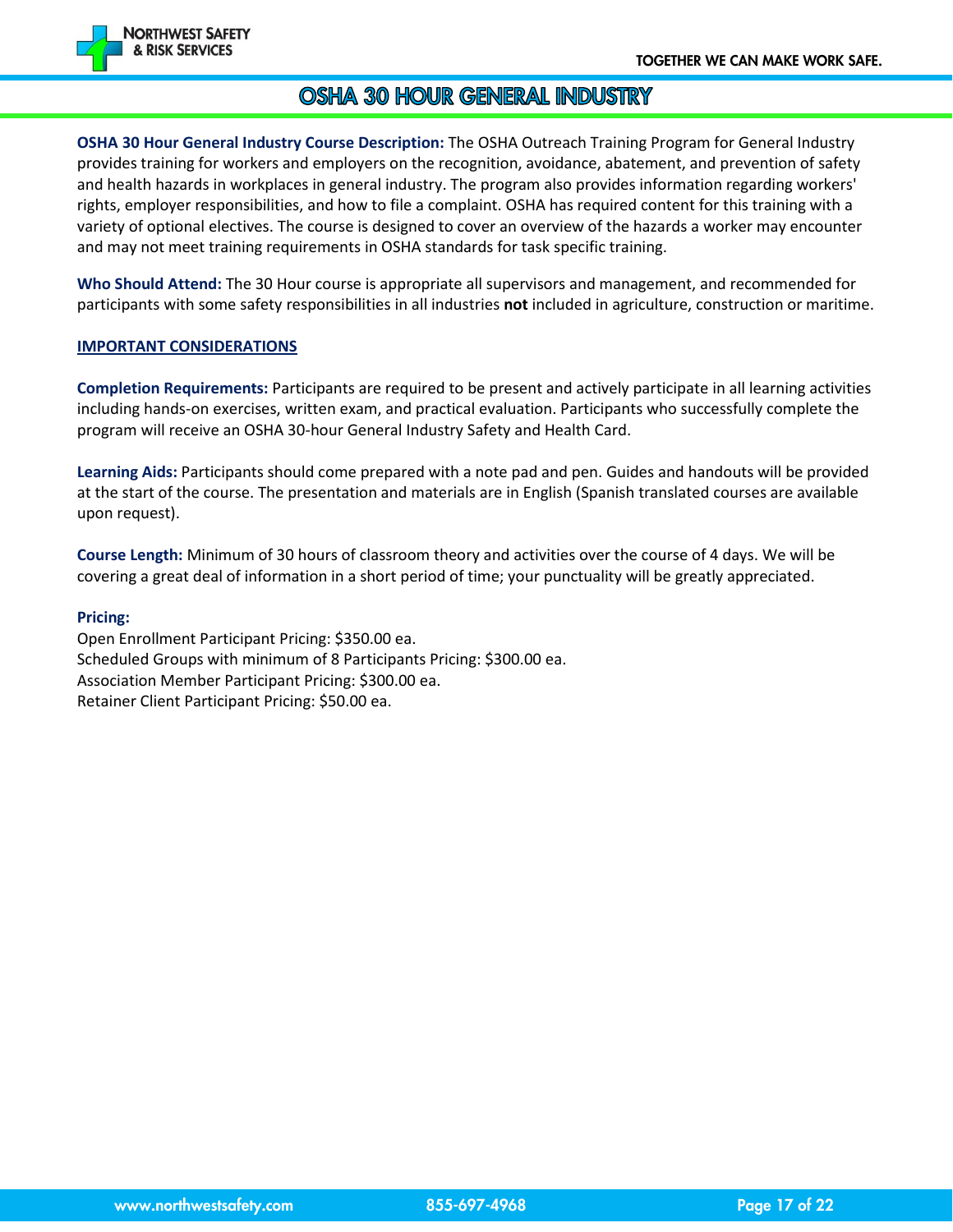# OSHA 30 HOUR GENERAL INDUSTRY

**OSHA 30 Hour General Industry Course Description:** The OSHA Outreach Training Program for General Industry provides training for workers and employers on the recognition, avoidance, abatement, and prevention of safety and health hazards in workplaces in general industry. The program also provides information regarding workers' rights, employer responsibilities, and how to file a complaint. OSHA has required content for this training with a variety of optional electives. The course is designed to cover an overview of the hazards a worker may encounter and may not meet training requirements in OSHA standards for task specific training.

**Who Should Attend:** The 30 Hour course is appropriate all supervisors and management, and recommended for participants with some safety responsibilities in all industries **not** included in agriculture, construction or maritime.

**IMPORTANT CONSIDERATIONS**

**Completion Requirements:** Participants are required to be present and actively participate in all learning activities including hands-on exercises, written exam, and practical evaluation. Participants who successfully complete the program will receive an OSHA 30-hour General Industry Safety and Health Card.

**Learning Aids:** Participants should come prepared with a note pad and pen. Guides and handouts will be provided at the start of the course. The presentation and materials are in English (Spanish translated courses are available upon request).

**Course Length:** Minimum of 30 hours of classroom theory and activities over the course of 4 days. We will be covering a great deal of information in a short period of time; your punctuality will be greatly appreciated.

**Pricing:**

Open Enrollment Participant Pricing: $350.00 ea.
Scheduled Groups with minimum of 8 Participants Pricing: $300.00 ea.
Association Member Participant Pricing: $300.00 ea.
Retainer Client Participant Pricing: $50.00 ea.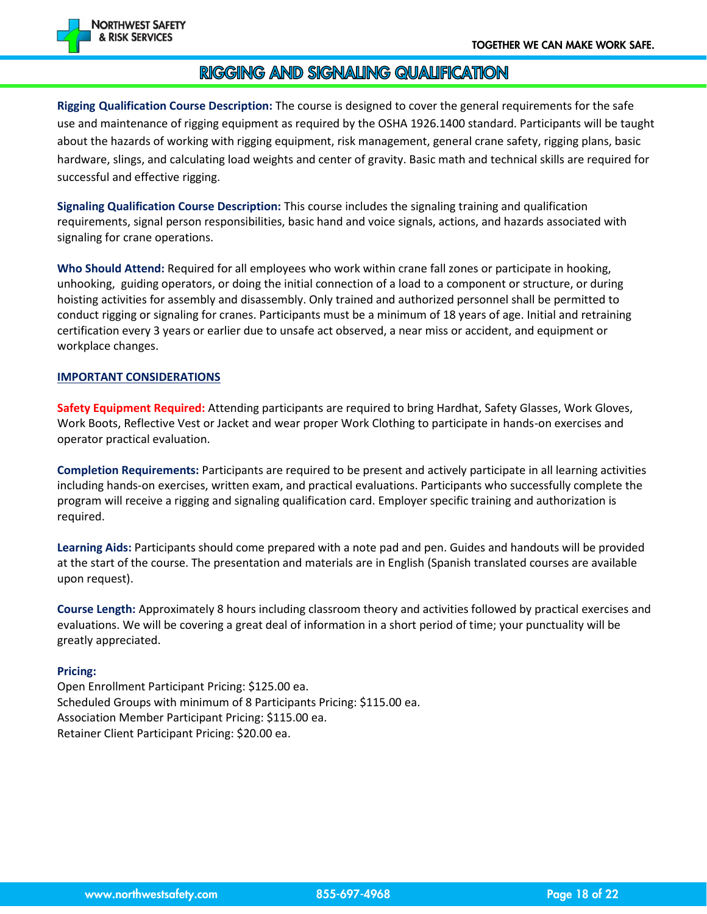# RIGGING AND SIGNALING QUALIFICATION

**Rigging Qualification Course Description:** The course is designed to cover the general requirements for the safe use and maintenance of rigging equipment as required by the OSHA 1926.1400 standard. Participants will be taught about the hazards of working with rigging equipment, risk management, general crane safety, rigging plans, basic hardware, slings, and calculating load weights and center of gravity. Basic math and technical skills are required for successful and effective rigging.

**Signaling Qualification Course Description:** This course includes the signaling training and qualification requirements, signal person responsibilities, basic hand and voice signals, actions, and hazards associated with signaling for crane operations.

**Who Should Attend:** Required for all employees who work within crane fall zones or participate in hooking, unhooking, guiding operators, or doing the initial connection of a load to a component or structure, or during hoisting activities for assembly and disassembly. Only trained and authorized personnel shall be permitted to conduct rigging or signaling for cranes. Participants must be a minimum of 18 years of age. Initial and retraining certification every 3 years or earlier due to unsafe act observed, a near miss or accident, and equipment or workplace changes.

## IMPORTANT CONSIDERATIONS

**Safety Equipment Required:** Attending participants are required to bring Hardhat, Safety Glasses, Work Gloves, Work Boots, Reflective Vest or Jacket and wear proper Work Clothing to participate in hands-on exercises and operator practical evaluation.

**Completion Requirements:** Participants are required to be present and actively participate in all learning activities including hands-on exercises, written exam, and practical evaluations. Participants who successfully complete the program will receive a rigging and signaling qualification card. Employer specific training and authorization is required.

**Learning Aids:** Participants should come prepared with a note pad and pen. Guides and handouts will be provided at the start of the course. The presentation and materials are in English (Spanish translated courses are available upon request).

**Course Length:** Approximately 8 hours including classroom theory and activities followed by practical exercises and evaluations. We will be covering a great deal of information in a short period of time; your punctuality will be greatly appreciated.

**Pricing:**
Open Enrollment Participant Pricing: $125.00 ea.
Scheduled Groups with minimum of 8 Participants Pricing: $115.00 ea.
Association Member Participant Pricing: $115.00 ea.
Retainer Client Participant Pricing: $20.00 ea.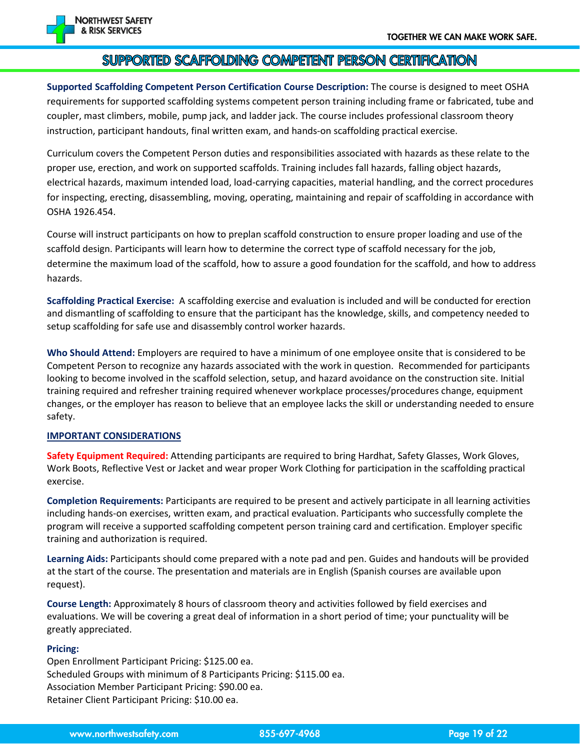# SUPPORTED SCAFFOLDING COMPETENT PERSON CERTIFICATION

**Supported Scaffolding Competent Person Certification Course Description:** The course is designed to meet OSHA requirements for supported scaffolding systems competent person training including frame or fabricated, tube and coupler, mast climbers, mobile, pump jack, and ladder jack. The course includes professional classroom theory instruction, participant handouts, final written exam, and hands-on scaffolding practical exercise.

Curriculum covers the Competent Person duties and responsibilities associated with hazards as these relate to the proper use, erection, and work on supported scaffolds. Training includes fall hazards, falling object hazards, electrical hazards, maximum intended load, load-carrying capacities, material handling, and the correct procedures for inspecting, erecting, disassembling, moving, operating, maintaining and repair of scaffolding in accordance with OSHA 1926.454.

Course will instruct participants on how to preplan scaffold construction to ensure proper loading and use of the scaffold design. Participants will learn how to determine the correct type of scaffold necessary for the job, determine the maximum load of the scaffold, how to assure a good foundation for the scaffold, and how to address hazards.

**Scaffolding Practical Exercise:** A scaffolding exercise and evaluation is included and will be conducted for erection and dismantling of scaffolding to ensure that the participant has the knowledge, skills, and competency needed to setup scaffolding for safe use and disassembly control worker hazards.

**Who Should Attend:** Employers are required to have a minimum of one employee onsite that is considered to be Competent Person to recognize any hazards associated with the work in question. Recommended for participants looking to become involved in the scaffold selection, setup, and hazard avoidance on the construction site. Initial training required and refresher training required whenever workplace processes/procedures change, equipment changes, or the employer has reason to believe that an employee lacks the skill or understanding needed to ensure safety.

## IMPORTANT CONSIDERATIONS

**Safety Equipment Required:** Attending participants are required to bring Hardhat, Safety Glasses, Work Gloves, Work Boots, Reflective Vest or Jacket and wear proper Work Clothing for participation in the scaffolding practical exercise.

**Completion Requirements:** Participants are required to be present and actively participate in all learning activities including hands-on exercises, written exam, and practical evaluation. Participants who successfully complete the program will receive a supported scaffolding competent person training card and certification. Employer specific training and authorization is required.

**Learning Aids:** Participants should come prepared with a note pad and pen. Guides and handouts will be provided at the start of the course. The presentation and materials are in English (Spanish courses are available upon request).

**Course Length:** Approximately 8 hours of classroom theory and activities followed by field exercises and evaluations. We will be covering a great deal of information in a short period of time; your punctuality will be greatly appreciated.

**Pricing:**

Open Enrollment Participant Pricing: $125.00 ea.
Scheduled Groups with minimum of 8 Participants Pricing: $115.00 ea.
Association Member Participant Pricing: $90.00 ea.
Retainer Client Participant Pricing: $10.00 ea.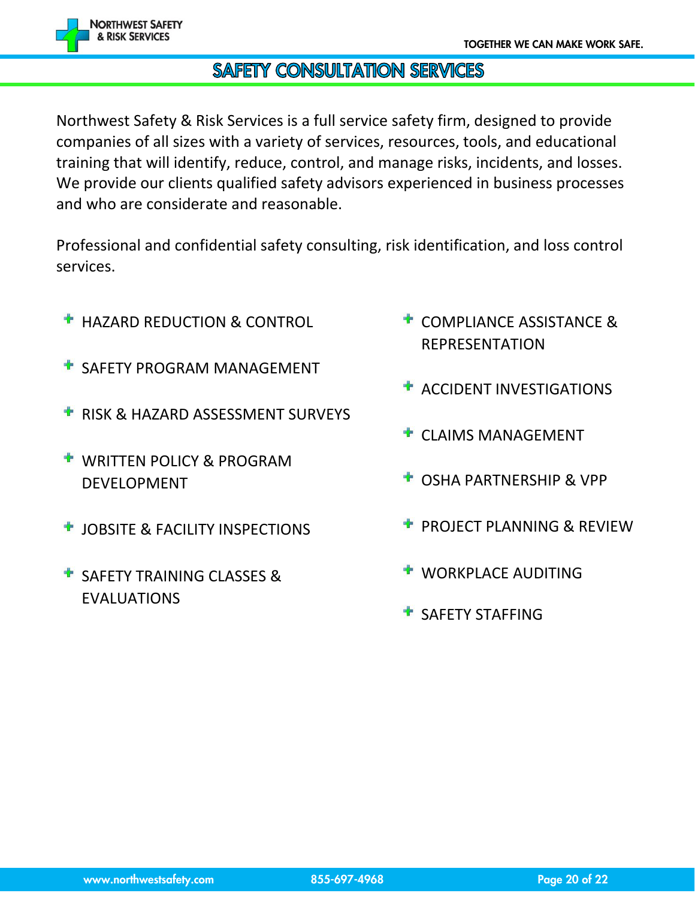# SAFETY CONSULTATION SERVICES

Northwest Safety & Risk Services is a full service safety firm, designed to provide companies of all sizes with a variety of services, resources, tools, and educational training that will identify, reduce, control, and manage risks, incidents, and losses. We provide our clients qualified safety advisors experienced in business processes and who are considerate and reasonable.

Professional and confidential safety consulting, risk identification, and loss control services.

- HAZARD REDUCTION & CONTROL
- SAFETY PROGRAM MANAGEMENT
- RISK & HAZARD ASSESSMENT SURVEYS
- WRITTEN POLICY & PROGRAM DEVELOPMENT
- JOBSITE & FACILITY INSPECTIONS
- SAFETY TRAINING CLASSES & EVALUATIONS
- COMPLIANCE ASSISTANCE & REPRESENTATION
- ACCIDENT INVESTIGATIONS
- CLAIMS MANAGEMENT
- OSHA PARTNERSHIP & VPP
- PROJECT PLANNING & REVIEW
- WORKPLACE AUDITING
- SAFETY STAFFING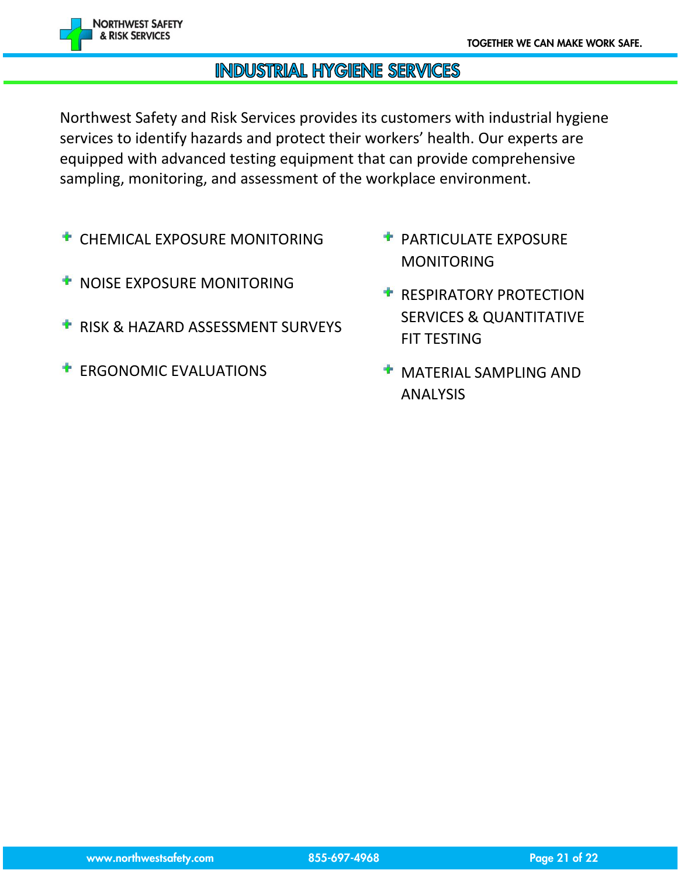# INDUSTRIAL HYGIENE SERVICES

Northwest Safety and Risk Services provides its customers with industrial hygiene services to identify hazards and protect their workers' health. Our experts are equipped with advanced testing equipment that can provide comprehensive sampling, monitoring, and assessment of the workplace environment.

- CHEMICAL EXPOSURE MONITORING
- NOISE EXPOSURE MONITORING
- RISK & HAZARD ASSESSMENT SURVEYS
- ERGONOMIC EVALUATIONS
- PARTICULATE EXPOSURE MONITORING
- RESPIRATORY PROTECTION SERVICES & QUANTITATIVE FIT TESTING
- MATERIAL SAMPLING AND ANALYSIS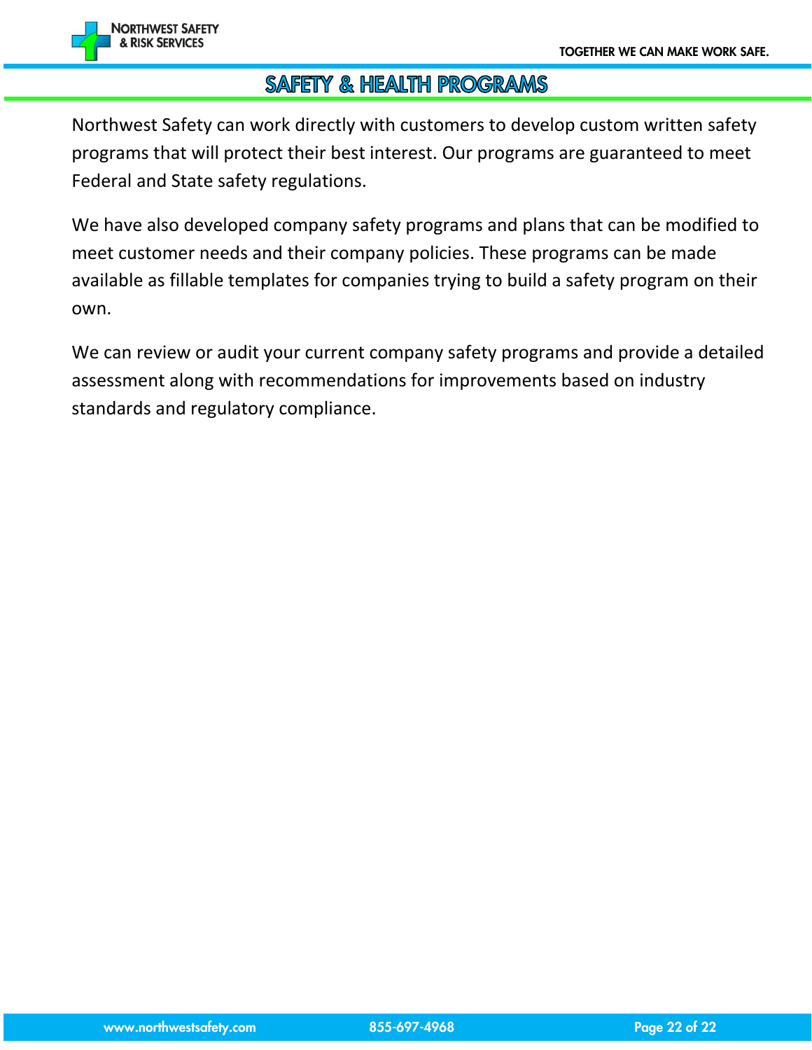# SAFETY & HEALTH PROGRAMS

Northwest Safety can work directly with customers to develop custom written safety programs that will protect their best interest. Our programs are guaranteed to meet Federal and State safety regulations.

We have also developed company safety programs and plans that can be modified to meet customer needs and their company policies. These programs can be made available as fillable templates for companies trying to build a safety program on their own.

We can review or audit your current company safety programs and provide a detailed assessment along with recommendations for improvements based on industry standards and regulatory compliance.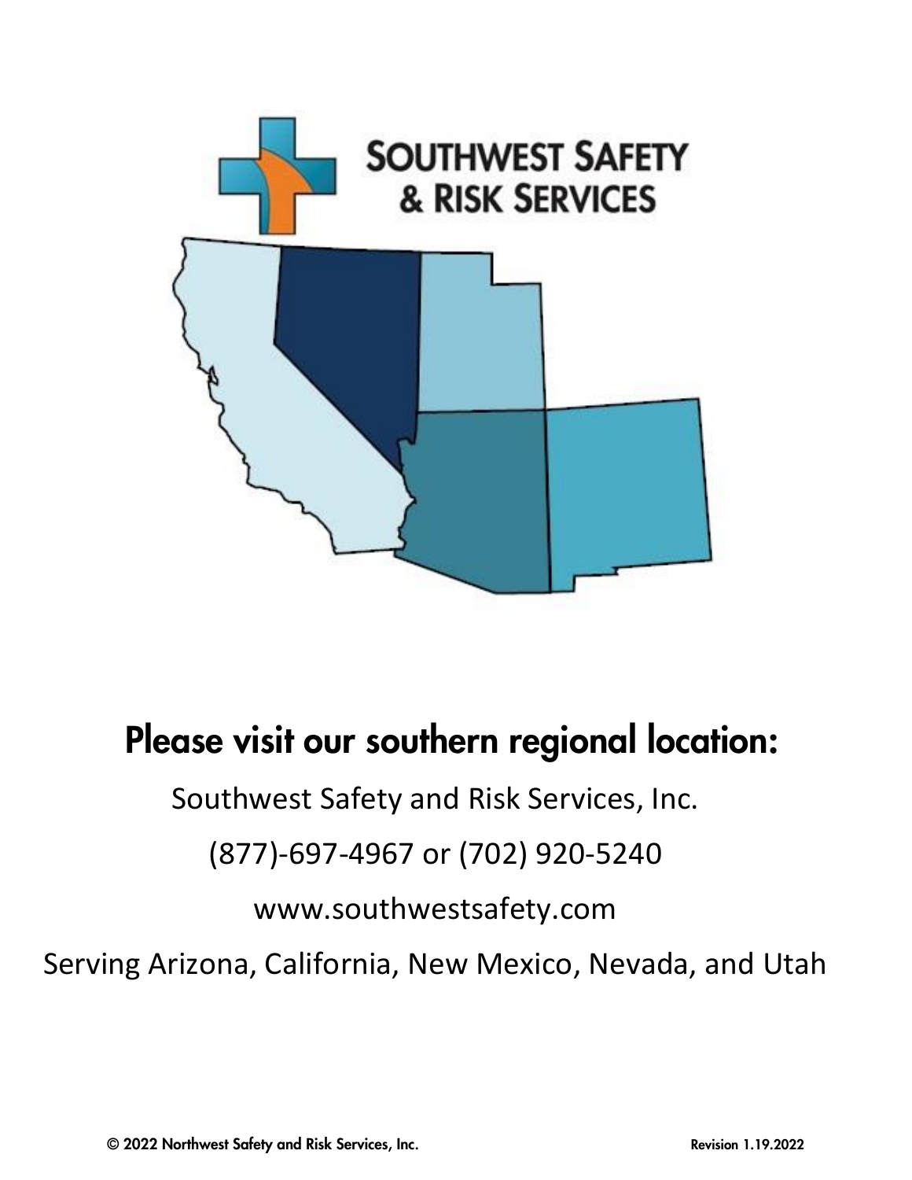## Please visit our southern regional location:

Southwest Safety and Risk Services, Inc.

(877)-697-4967 or (702) 920-5240

www.southwestsafety.com

Serving Arizona, California, New Mexico, Nevada, and Utah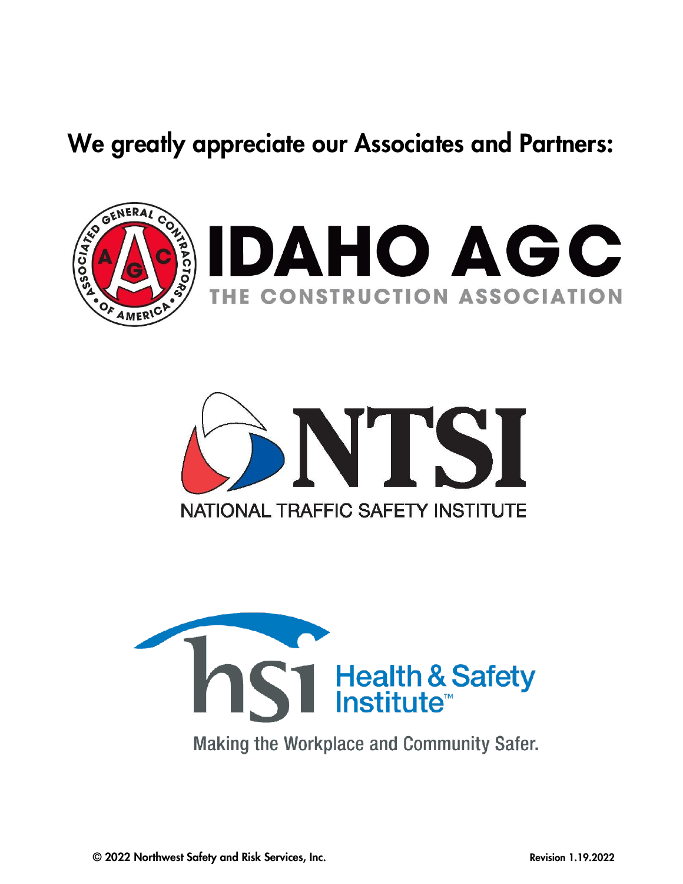## We greatly appreciate our Associates and Partners:

IDAHO AGC

THE CONSTRUCTION ASSOCIATION

NTSI

NATIONAL TRAFFIC SAFETY INSTITUTE

hsi Health & Safety Institute™

Making the Workplace and Community Safer.

© 2022 Northwest Safety and Risk Services, Inc.

Revision 1.19.2022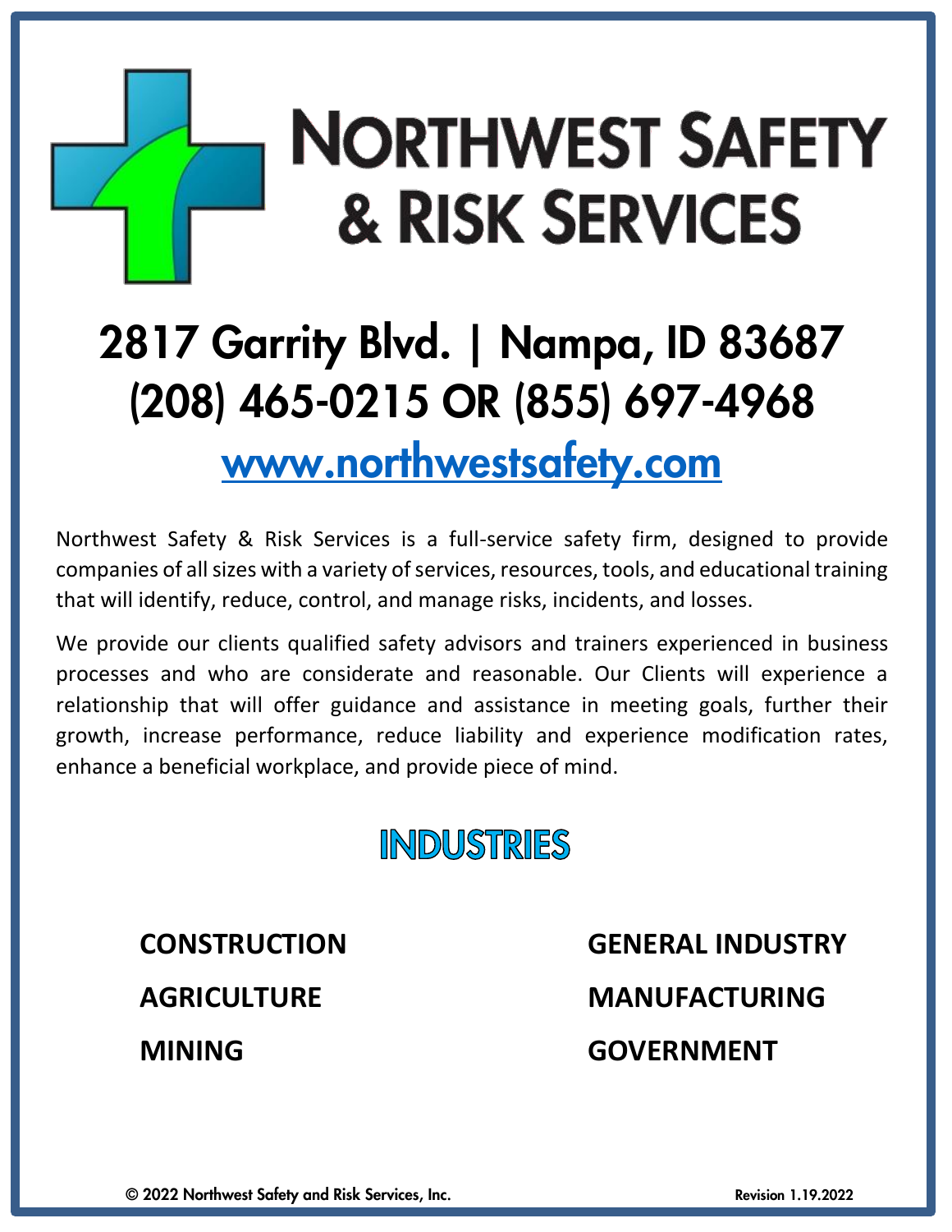# NORTHWEST SAFETY & RISK SERVICES

## 2817 Garrity Blvd. | Nampa, ID 83687
## (208) 465-0215 OR (855) 697-4968
## www.northwestsafety.com

Northwest Safety & Risk Services is a full-service safety firm, designed to provide companies of all sizes with a variety of services, resources, tools, and educational training that will identify, reduce, control, and manage risks, incidents, and losses.

We provide our clients qualified safety advisors and trainers experienced in business processes and who are considerate and reasonable. Our Clients will experience a relationship that will offer guidance and assistance in meeting goals, further their growth, increase performance, reduce liability and experience modification rates, enhance a beneficial workplace, and provide piece of mind.

## INDUSTRIES

**CONSTRUCTION**

**AGRICULTURE**

**MINING**

**GENERAL INDUSTRY**

**MANUFACTURING**

**GOVERNMENT**

© 2022 Northwest Safety and Risk Services, Inc. Revision 1.19.2022